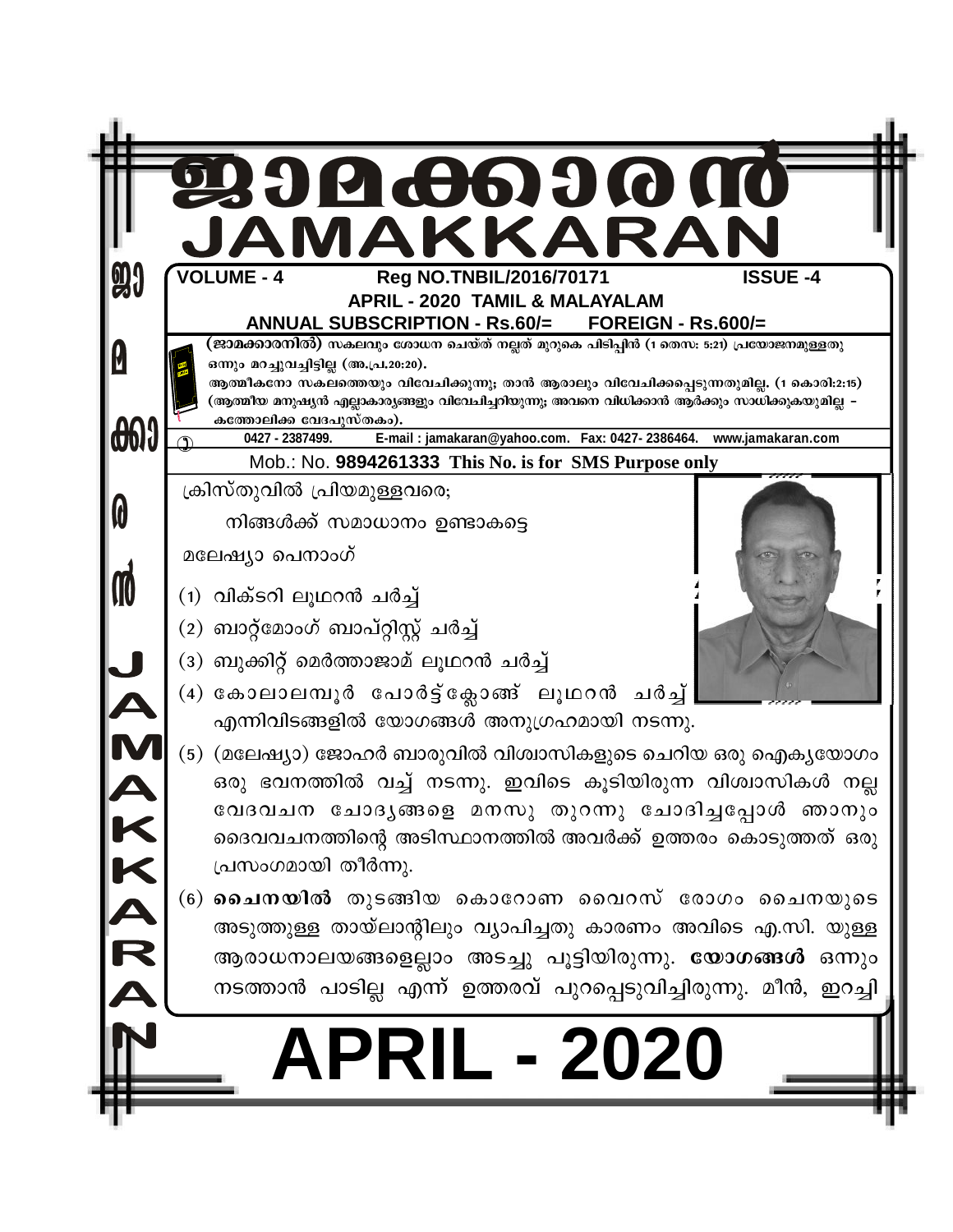# ജാമക്കാരൻ
# JAMAKKARAN

**VOLUME - 4** **Reg NO.TNBIL/2016/70171** **ISSUE -4**

**APRIL - 2020 TAMIL & MALAYALAM**

**ANNUAL SUBSCRIPTION - Rs.60/= FOREIGN - Rs.600/=**

**(ജാമക്കാരനിൽ)** സകലവും ശോധന ചെയ്ത് നല്ലത് മുറുകെ പിടിപ്പിൻ (1 തെസ: 5:21) പ്രയോജനമുള്ളതു ഒന്നും മറച്ചുവച്ചിട്ടില്ല (അ.പ്ര.20:20).

ആത്മീകനോ സകലത്തെയും വിവേചിക്കുന്നു; താൻ ആരാലും വിവേചിക്കപ്പെടുന്നതുമില്ല. (1 കൊരി:2:15) (ആത്മീയ മനുഷ്യൻ എല്ലാകാര്യങ്ങളും വിവേചിച്ചറിയുന്നു; അവനെ വിധിക്കാൻ ആർക്കും സാധിക്കുകയുമില്ല – കത്തോലിക്ക വേദപുസ്തകം).

0427 - 2387499. E-mail : jamakaran@yahoo.com. Fax: 0427- 2386464. www.jamakaran.com

Mob.: No. **9894261333 This No. is for SMS Purpose only**

ക്രിസ്തുവിൽ പ്രിയമുള്ളവരെ;

നിങ്ങൾക്ക് സമാധാനം ഉണ്ടാകട്ടെ

മലേഷ്യാ പെനാംഗ്

(1) വിക്ടറി ലൂഥറൻ ചർച്ച്

(2) ബാറ്റ്മോംഗ് ബാപ്റ്റിസ്റ്റ് ചർച്ച്

(3) ബുക്കിറ്റ് മെർത്താജാമ് ലൂഥറൻ ചർച്ച്

(4) കോലാലമ്പൂർ പോർട്ട്ക്ലോങ്ങ് ലൂഥറൻ ചർച്ച് എന്നിവിടങ്ങളിൽ യോഗങ്ങൾ അനുഗ്രഹമായി നടന്നു.

(5) (മലേഷ്യാ) ജോഹർ ബാരുവിൽ വിശ്വാസികളുടെ ചെറിയ ഒരു ഐക്യയോഗം ഒരു ഭവനത്തിൽ വച്ച് നടന്നു. ഇവിടെ കൂടിയിരുന്ന വിശ്വാസികൾ നല്ല വേദവചന ചോദ്യങ്ങളെ മനസു തുറന്നു ചോദിച്ചപ്പോൾ ഞാനും ദൈവവചനത്തിന്റെ അടിസ്ഥാനത്തിൽ അവർക്ക് ഉത്തരം കൊടുത്തത് ഒരു പ്രസംഗമായി തീർന്നു.

(6) **ചൈനയിൽ** തുടങ്ങിയ കൊറോണ വൈറസ് രോഗം ചൈനയുടെ അടുത്തുള്ള തായ്ലാന്റിലും വ്യാപിച്ചതു കാരണം അവിടെ എ.സി. യുള്ള ആരാധനാലയങ്ങളെല്ലാം അടച്ചു പൂട്ടിയിരുന്നു. **യോഗങ്ങൾ** ഒന്നും നടത്താൻ പാടില്ല എന്ന് ഉത്തരവ് പുറപ്പെടുവിച്ചിരുന്നു. മീൻ, ഇറച്ചി

# APRIL - 2020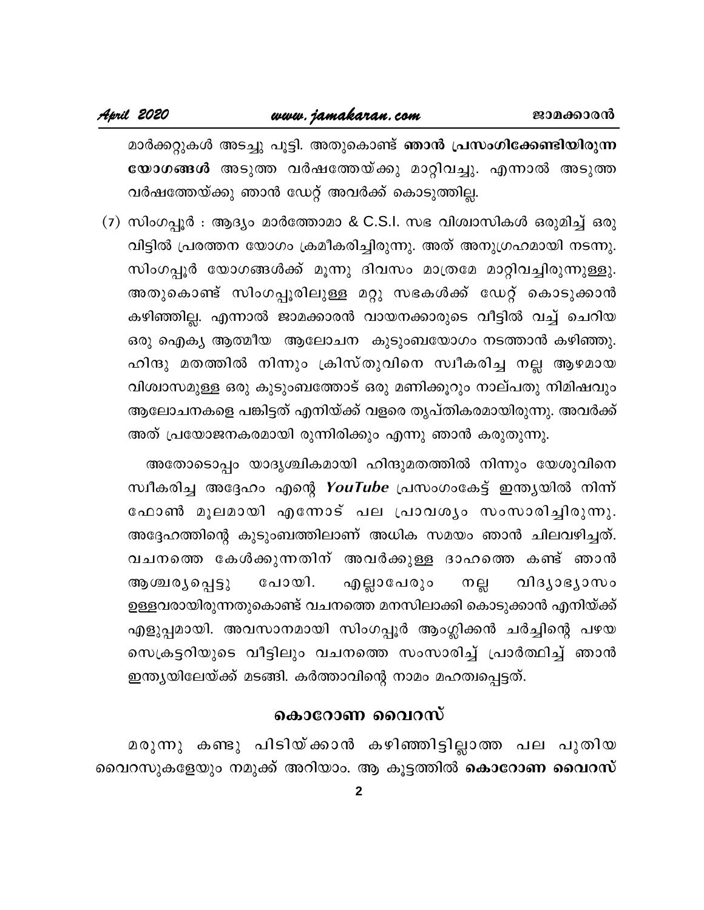മാർക്കറ്റുകൾ അടച്ചു പൂട്ടി. അതുകൊണ്ട് **ഞാൻ പ്രസംഗിക്കേണ്ടിയിരുന്ന യോഗങ്ങൾ** അടുത്ത വർഷത്തേയ്ക്കു മാറ്റിവച്ചു. എന്നാൽ അടുത്ത വർഷത്തേയ്ക്കു ഞാൻ ഡേറ്റ് അവർക്ക് കൊടുത്തില്ല.

(7) സിംഗപ്പൂർ : ആദ്യം മാർത്തോമാ & C.S.I. സഭ വിശ്വാസികൾ ഒരുമിച്ച് ഒരു വിട്ടിൽ പ്രരത്തന യോഗം ക്രമീകരിച്ചിരുന്നു. അത് അനുഗ്രഹമായി നടന്നു. സിംഗപ്പൂർ യോഗങ്ങൾക്ക് മൂന്നു ദിവസം മാത്രമേ മാറ്റിവച്ചിരുന്നുള്ളു. അതുകൊണ്ട് സിംഗപ്പൂരിലുള്ള മറ്റു സഭകൾക്ക് ഡേറ്റ് കൊടുക്കാൻ കഴിഞ്ഞില്ല. എന്നാൽ ജാമക്കാരൻ വായനക്കാരുടെ വീട്ടിൽ വച്ച് ചെറിയ ഒരു ഐക്യ ആത്മീയ ആലോചന കുടുംബയോഗം നടത്താൻ കഴിഞ്ഞു. ഹിന്ദു മതത്തിൽ നിന്നും ക്രിസ്തുവിനെ സ്വീകരിച്ച നല്ല ആഴമായ വിശ്വാസമുള്ള ഒരു കുടുംബത്തോട് ഒരു മണിക്കൂറും നാല്പതു നിമിഷവും ആലോചനകളെ പങ്കിട്ടത് എനിയ്ക്ക് വളരെ തൃപ്തികരമായിരുന്നു. അവർക്ക് അത് പ്രയോജനകരമായി രുന്നിരിക്കും എന്നു ഞാൻ കരുതുന്നു.

അതോടൊപ്പം യാദൃശ്ചികമായി ഹിന്ദുമതത്തിൽ നിന്നും യേശുവിനെ സ്വീകരിച്ച അദ്ദേഹം എന്റെ ***YouTube*** പ്രസംഗംകേട്ട് ഇന്ത്യയിൽ നിന്ന് ഫോൺ മൂലമായി എന്നോട് പല പ്രാവശ്യം സംസാരിച്ചിരുന്നു. അദ്ദേഹത്തിന്റെ കുടുംബത്തിലാണ് അധിക സമയം ഞാൻ ചിലവഴിച്ചത്. വചനത്തെ കേൾക്കുന്നതിന് അവർക്കുള്ള ദാഹത്തെ കണ്ട് ഞാൻ ആശ്ചര്യപ്പെട്ടു പോയി. എല്ലാപേരും നല്ല വിദ്യാഭ്യാസം ഉള്ളവരായിരുന്നതുകൊണ്ട് വചനത്തെ മനസിലാക്കി കൊടുക്കാൻ എനിയ്ക്ക് എളുപ്പമായി. അവസാനമായി സിംഗപ്പൂർ ആംഗ്ലിക്കൻ ചർച്ചിന്റെ പഴയ സെക്രട്ടറിയുടെ വീട്ടിലും വചനത്തെ സംസാരിച്ച് പ്രാർത്ഥിച്ച് ഞാൻ ഇന്ത്യയിലേയ്ക്ക് മടങ്ങി. കർത്താവിന്റെ നാമം മഹത്വപ്പെട്ടത്.

## കൊറോണ വൈറസ്

മരുന്നു കണ്ടു പിടിയ്ക്കാൻ കഴിഞ്ഞിട്ടില്ലാത്ത പല പുതിയ വൈറസുകളേയും നമുക്ക് അറിയാം. ആ കൂട്ടത്തിൽ **കൊറോണ വൈറസ്**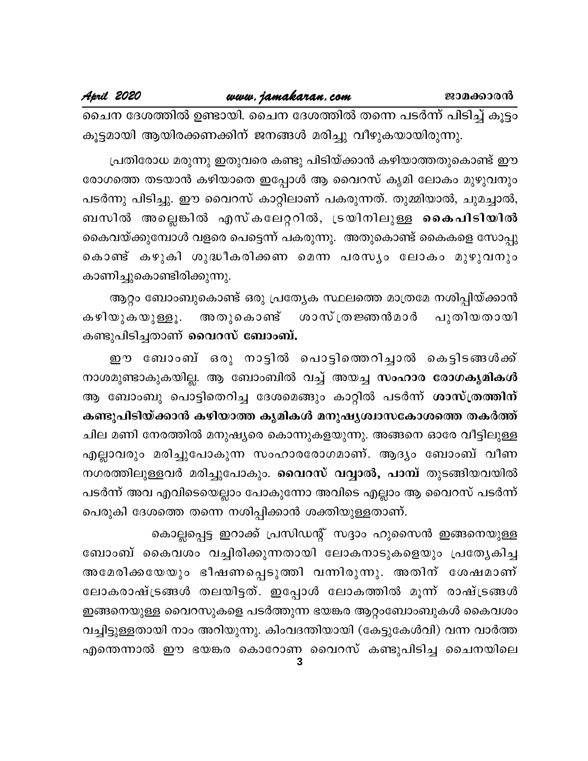ചൈന ദേശത്തിൽ ഉണ്ടായി. ചൈന ദേശത്തിൽ തന്നെ പടർന്ന് പിടിച്ച് കൂട്ടം കൂട്ടമായി ആയിരക്കണക്കിന് ജനങ്ങൾ മരിച്ചു വീഴുകയായിരുന്നു.

പ്രതിരോധ മരുന്നു ഇതുവരെ കണ്ടു പിടിയ്ക്കാൻ കഴിയാത്തതുകൊണ്ട് ഈ രോഗത്തെ തടയാൻ കഴിയാതെ ഇപ്പോൾ ആ വൈറസ് കൃമി ലോകം മുഴുവനും പടർന്നു പിടിച്ചു. ഈ വൈറസ് കാറ്റിലാണ് പകരുന്നത്. തുമ്മിയാൽ, ചുമച്ചാൽ, ബസിൽ അല്ലെങ്കിൽ എസ്കലേറ്ററിൽ, ട്രയിനിലുള്ള **കൈപിടിയിൽ** കൈവയ്ക്കുമ്പോൾ വളരെ പെട്ടെന്ന് പകരുന്നു. അതുകൊണ്ട് കൈകളെ സോപ്പു കൊണ്ട് കഴുകി ശുദ്ധീകരിക്കണ മെന്ന പരസ്യം ലോകം മുഴുവനും കാണിച്ചുകൊണ്ടിരിക്കുന്നു.

ആറ്റം ബോംബുകൊണ്ട് ഒരു പ്രത്യേക സ്ഥലത്തെ മാത്രമേ നശിപ്പിയ്ക്കാൻ കഴിയുകയുള്ളൂ. അതുകൊണ്ട് ശാസ്ത്രജ്ഞൻമാർ പുതിയതായി കണ്ടുപിടിച്ചതാണ് **വൈറസ് ബോംബ്.**

ഈ ബോംബ് ഒരു നാട്ടിൽ പൊട്ടിത്തെറിച്ചാൽ കെട്ടിടങ്ങൾക്ക് നാശമുണ്ടാകുകയില്ല. ആ ബോംബിൽ വച്ച് അയച്ച **സംഹാര രോഗകൃമികൾ** ആ ബോംബു പൊട്ടിതെറിച്ച ദേശമെങ്ങും കാറ്റിൽ പടർന്ന് **ശാസ്ത്രത്തിന് കണ്ടുപിടിയ്ക്കാൻ കഴിയാത്ത കൃമികൾ മനുഷ്യശ്വാസകോശത്തെ തകർത്ത്** ചില മണി നേരത്തിൽ മനുഷ്യരെ കൊന്നുകളയുന്നു. അങ്ങനെ ഓരേ വീട്ടിലുള്ള എല്ലാവരും മരിച്ചുപോകുന്ന സംഹാരരോഗമാണ്. ആദ്യം ബോംബ് വീണ നഗരത്തിലുള്ളവർ മരിച്ചുപോകും. **വൈറസ് വവ്വാൽ, പാമ്പ്** തുടങ്ങിയവയിൽ പടർന്ന് അവ എവിടെയെല്ലാം പോകുന്നോ അവിടെ എല്ലാം ആ വൈറസ് പടർന്ന് പെരുകി ദേശത്തെ തന്നെ നശിപ്പിക്കാൻ ശക്തിയുള്ളതാണ്.

കൊല്ലപ്പെട്ട ഇറാക്ക് പ്രസിഡന്റ് സദ്ദാം ഹുസൈൻ ഇങ്ങനെയുള്ള ബോംബ് കൈവശം വച്ചിരിക്കുന്നതായി ലോകനാടുകളെയും പ്രത്യേകിച്ച അമേരിക്കയേയും ഭീഷണപ്പെടുത്തി വന്നിരുന്നു. അതിന് ശേഷമാണ് ലോകരാഷ്ട്രങ്ങൾ തലയിട്ടത്. ഇപ്പോൾ ലോകത്തിൽ മൂന്ന് രാഷ്ട്രങ്ങൾ ഇങ്ങനെയുള്ള വൈറസുകളെ പടർത്തുന്ന ഭയങ്കര ആറ്റംബോംബുകൾ കൈവശം വച്ചിട്ടുള്ളതായി നാം അറിയുന്നു. കിംവദന്തിയായി (കേട്ടുകേൾവി) വന്ന വാർത്ത എന്തെന്നാൽ ഈ ഭയങ്കര കൊറോണ വൈറസ് കണ്ടുപിടിച്ച ചൈനയിലെ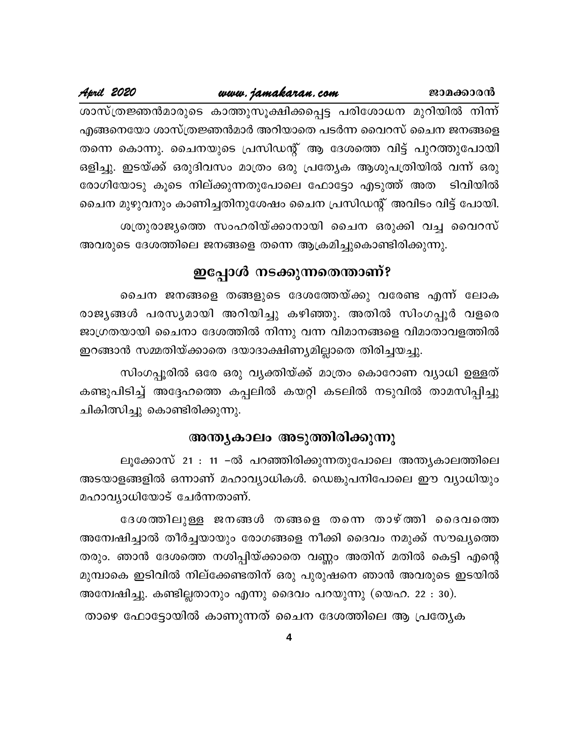ശാസ്ത്രജ്ഞൻമാരുടെ കാത്തുസൂക്ഷിക്കപ്പെട്ട പരിശോധന മുറിയിൽ നിന്ന് എങ്ങനെയോ ശാസ്ത്രജ്ഞൻമാർ അറിയാതെ പടർന്ന വൈറസ് ചൈന ജനങ്ങളെ തന്നെ കൊന്നു. ചൈനയുടെ പ്രസിഡന്റ് ആ ദേശത്തെ വിട്ട് പുറത്തുപോയി ഒളിച്ചു. ഇടയ്ക്ക് ഒരുദിവസം മാത്രം ഒരു പ്രത്യേക ആശുപത്രിയിൽ വന്ന് ഒരു രോഗിയോടു കൂടെ നില്ക്കുന്നതുപോലെ ഫോട്ടോ എടുത്ത് അത ടിവിയിൽ ചൈന മുഴുവനും കാണിച്ചതിനുശേഷം ചൈന പ്രസിഡന്റ് അവിടം വിട്ട് പോയി.

ശത്രുരാജ്യത്തെ സംഹരിയ്ക്കാനായി ചൈന ഒരുക്കി വച്ച വൈറസ് അവരുടെ ദേശത്തിലെ ജനങ്ങളെ തന്നെ ആക്രമിച്ചുകൊണ്ടിരിക്കുന്നു.

## ഇപ്പോൾ നടക്കുന്നതെന്താണ്?

ചൈന ജനങ്ങളെ തങ്ങളുടെ ദേശത്തേയ്ക്കു വരേണ്ട എന്ന് ലോക രാജ്യങ്ങൾ പരസ്യമായി അറിയിച്ചു കഴിഞ്ഞു. അതിൽ സിംഗപ്പൂർ വളരെ ജാഗ്രതയായി ചൈനാ ദേശത്തിൽ നിന്നു വന്ന വിമാനങ്ങളെ വിമാതാവളത്തിൽ ഇറങ്ങാൻ സമ്മതിയ്ക്കാതെ ദയാദാക്ഷിണ്യമില്ലാതെ തിരിച്ചയച്ചു.

സിംഗപ്പൂരിൽ ഒരേ ഒരു വ്യക്തിയ്ക്ക് മാത്രം കൊറോണ വ്യാധി ഉള്ളത് കണ്ടുപിടിച്ച് അദ്ദേഹത്തെ കപ്പലിൽ കയറ്റി കടലിൽ നടുവിൽ താമസിപ്പിച്ചു ചികിത്സിച്ചു കൊണ്ടിരിക്കുന്നു.

## അന്ത്യകാലം അടുത്തിരിക്കുന്നു

ലൂക്കോസ് 21 : 11 –ൽ പറഞ്ഞിരിക്കുന്നതുപോലെ അന്ത്യകാലത്തിലെ അടയാളങ്ങളിൽ ഒന്നാണ് മഹാവ്യാധികൾ. ഡെങ്കുപനിപോലെ ഈ വ്യാധിയും മഹാവ്യാധിയോട് ചേർന്നതാണ്.

ദേശത്തിലുള്ള ജനങ്ങൾ തങ്ങളെ തന്നെ താഴ്ത്തി ദൈവത്തെ അന്വേഷിച്ചാൽ തീർച്ചയായും രോഗങ്ങളെ നീക്കി ദൈവം നമുക്ക് സൗഖ്യത്തെ തരും. ഞാൻ ദേശത്തെ നശിപ്പിയ്ക്കാതെ വണ്ണം അതിന് മതിൽ കെട്ടി എന്റെ മുമ്പാകെ ഇടിവിൽ നില്ക്കേണ്ടതിന് ഒരു പുരുഷനെ ഞാൻ അവരുടെ ഇടയിൽ അന്വേഷിച്ചു. കണ്ടില്ലതാനും എന്നു ദൈവം പറയുന്നു (യെഹ. 22 : 30).

താഴെ ഫോട്ടോയിൽ കാണുന്നത് ചൈന ദേശത്തിലെ ആ പ്രത്യേക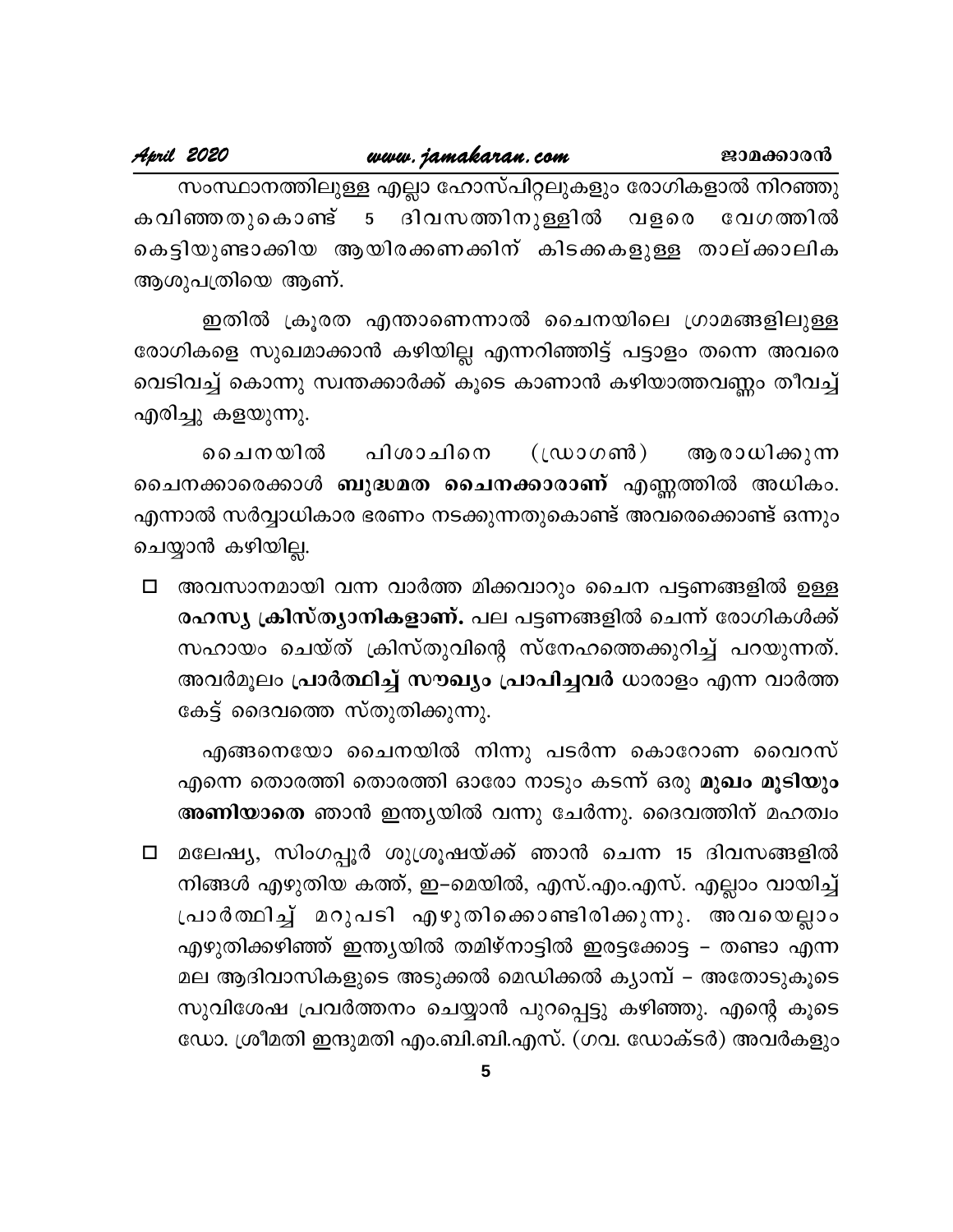സംസ്ഥാനത്തിലുള്ള എല്ലാ ഹോസ്പിറ്റലുകളും രോഗികളാൽ നിറഞ്ഞു കവിഞ്ഞതുകൊണ്ട് 5 ദിവസത്തിനുള്ളിൽ വളരെ വേഗത്തിൽ കെട്ടിയുണ്ടാക്കിയ ആയിരക്കണക്കിന് കിടക്കകളുള്ള താല്ക്കാലിക ആശുപത്രിയെ ആണ്.

ഇതിൽ ക്രൂരത എന്താണെന്നാൽ ചൈനയിലെ ഗ്രാമങ്ങളിലുള്ള രോഗികളെ സുഖമാക്കാൻ കഴിയില്ല എന്നറിഞ്ഞിട്ട് പട്ടാളം തന്നെ അവരെ വെടിവച്ച് കൊന്നു സ്വന്തക്കാർക്ക് കൂടെ കാണാൻ കഴിയാത്തവണ്ണം തീവച്ച് എരിച്ചു കളയുന്നു.

ചൈനയിൽ പിശാചിനെ (ഡ്രാഗൺ) ആരാധിക്കുന്ന ചൈനക്കാരെക്കാൾ **ബുദ്ധമത ചൈനക്കാരാണ്** എണ്ണത്തിൽ അധികം. എന്നാൽ സർവ്വാധികാര ഭരണം നടക്കുന്നതുകൊണ്ട് അവരെക്കൊണ്ട് ഒന്നും ചെയ്യാൻ കഴിയില്ല.

- അവസാനമായി വന്ന വാർത്ത മിക്കവാറും ചൈന പട്ടണങ്ങളിൽ ഉള്ള **രഹസ്യ ക്രിസ്ത്യാനികളാണ്.** പല പട്ടണങ്ങളിൽ ചെന്ന് രോഗികൾക്ക് സഹായം ചെയ്ത് ക്രിസ്തുവിന്റെ സ്നേഹത്തെക്കുറിച്ച് പറയുന്നത്. അവർമൂലം **പ്രാർത്ഥിച്ച് സൗഖ്യം പ്രാപിച്ചവർ** ധാരാളം എന്ന വാർത്ത കേട്ട് ദൈവത്തെ സ്തുതിക്കുന്നു.

  എങ്ങനെയോ ചൈനയിൽ നിന്നു പടർന്ന കൊറോണ വൈറസ് എന്നെ തൊരത്തി തൊരത്തി ഓരോ നാടും കടന്ന് ഒരു **മുഖം മൂടിയും അണിയാതെ** ഞാൻ ഇന്ത്യയിൽ വന്നു ചേർന്നു. ദൈവത്തിന് മഹത്വം

- മലേഷ്യ, സിംഗപ്പൂർ ശുശ്രൂഷയ്ക്ക് ഞാൻ ചെന്ന 15 ദിവസങ്ങളിൽ നിങ്ങൾ എഴുതിയ കത്ത്, ഇ–മെയിൽ, എസ്.എം.എസ്. എല്ലാം വായിച്ച് പ്രാർത്ഥിച്ച് മറുപടി എഴുതിക്കൊണ്ടിരിക്കുന്നു. അവയെല്ലാം എഴുതിക്കഴിഞ്ഞ് ഇന്ത്യയിൽ തമിഴ്നാട്ടിൽ ഇരട്ടക്കോട്ട – തണ്ടാ എന്ന മല ആദിവാസികളുടെ അടുക്കൽ മെഡിക്കൽ ക്യാമ്പ് – അതോടുകൂടെ സുവിശേഷ പ്രവർത്തനം ചെയ്യാൻ പുറപ്പെട്ടു കഴിഞ്ഞു. എന്റെ കൂടെ ഡോ. ശ്രീമതി ഇന്ദുമതി എം.ബി.ബി.എസ്. (ഗവ. ഡോക്ടർ) അവർകളും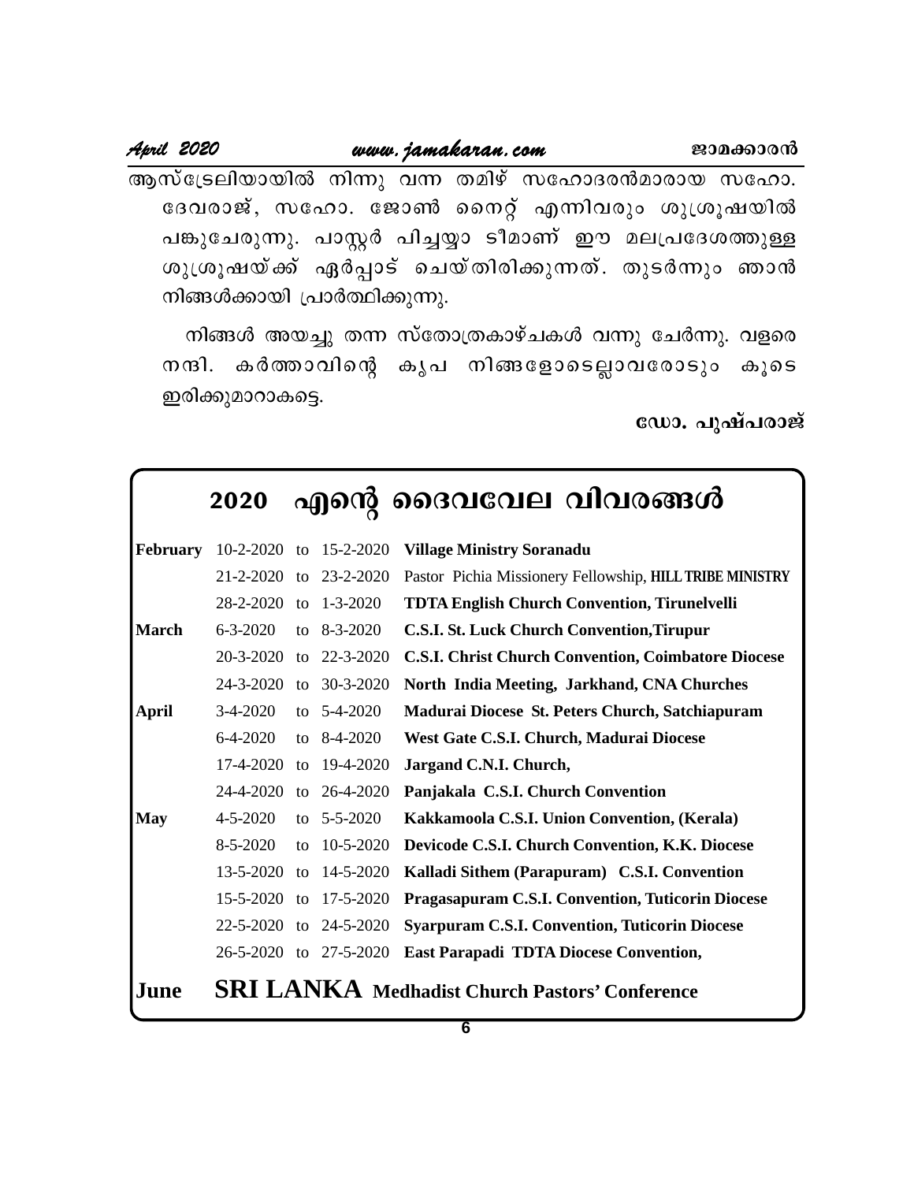ആസ്ട്രേലിയായിൽ നിന്നു വന്ന തമിഴ് സഹോദരൻമാരായ സഹോ. ദേവരാജ്, സഹോ. ജോൺ നൈറ്റ് എന്നിവരും ശുശ്രൂഷയിൽ പങ്കുചേരുന്നു. പാസ്റ്റർ പിച്ചയ്യാ ടീമാണ് ഈ മലപ്രദേശത്തുള്ള ശുശ്രൂഷയ്ക്ക് ഏർപ്പാട് ചെയ്തിരിക്കുന്നത്. തുടർന്നും ഞാൻ നിങ്ങൾക്കായി പ്രാർത്ഥിക്കുന്നു.

നിങ്ങൾ അയച്ചു തന്ന സ്തോത്രകാഴ്ചകൾ വന്നു ചേർന്നു. വളരെ നന്ദി. കർത്താവിന്റെ കൃപ നിങ്ങളോടെല്ലാവരോടും കൂടെ ഇരിക്കുമാറാകട്ടെ.

**ഡോ. പുഷ്പരാജ്**

## 2020 എന്റെ ദൈവവേല വിവരങ്ങൾ

| Month | Dates | Program |
|---|---|---|
| **February** | 10-2-2020 to 15-2-2020 | **Village Ministry Soranadu** |
| | 21-2-2020 to 23-2-2020 | Pastor Pichia Missionery Fellowship, **HILL TRIBE MINISTRY** |
| | 28-2-2020 to 1-3-2020 | **TDTA English Church Convention, Tirunelvelli** |
| **March** | 6-3-2020 to 8-3-2020 | **C.S.I. St. Luck Church Convention,Tirupur** |
| | 20-3-2020 to 22-3-2020 | **C.S.I. Christ Church Convention, Coimbatore Diocese** |
| | 24-3-2020 to 30-3-2020 | **North India Meeting, Jarkhand, CNA Churches** |
| **April** | 3-4-2020 to 5-4-2020 | **Madurai Diocese St. Peters Church, Satchiapuram** |
| | 6-4-2020 to 8-4-2020 | **West Gate C.S.I. Church, Madurai Diocese** |
| | 17-4-2020 to 19-4-2020 | **Jargand C.N.I. Church,** |
| | 24-4-2020 to 26-4-2020 | **Panjakala C.S.I. Church Convention** |
| **May** | 4-5-2020 to 5-5-2020 | **Kakkamoola C.S.I. Union Convention, (Kerala)** |
| | 8-5-2020 to 10-5-2020 | **Devicode C.S.I. Church Convention, K.K. Diocese** |
| | 13-5-2020 to 14-5-2020 | **Kalladi Sithem (Parapuram) C.S.I. Convention** |
| | 15-5-2020 to 17-5-2020 | **Pragasapuram C.S.I. Convention, Tuticorin Diocese** |
| | 22-5-2020 to 24-5-2020 | **Syarpuram C.S.I. Convention, Tuticorin Diocese** |
| | 26-5-2020 to 27-5-2020 | **East Parapadi TDTA Diocese Convention,** |
| **June** | **SRI LANKA** | **Medhadist Church Pastors' Conference** |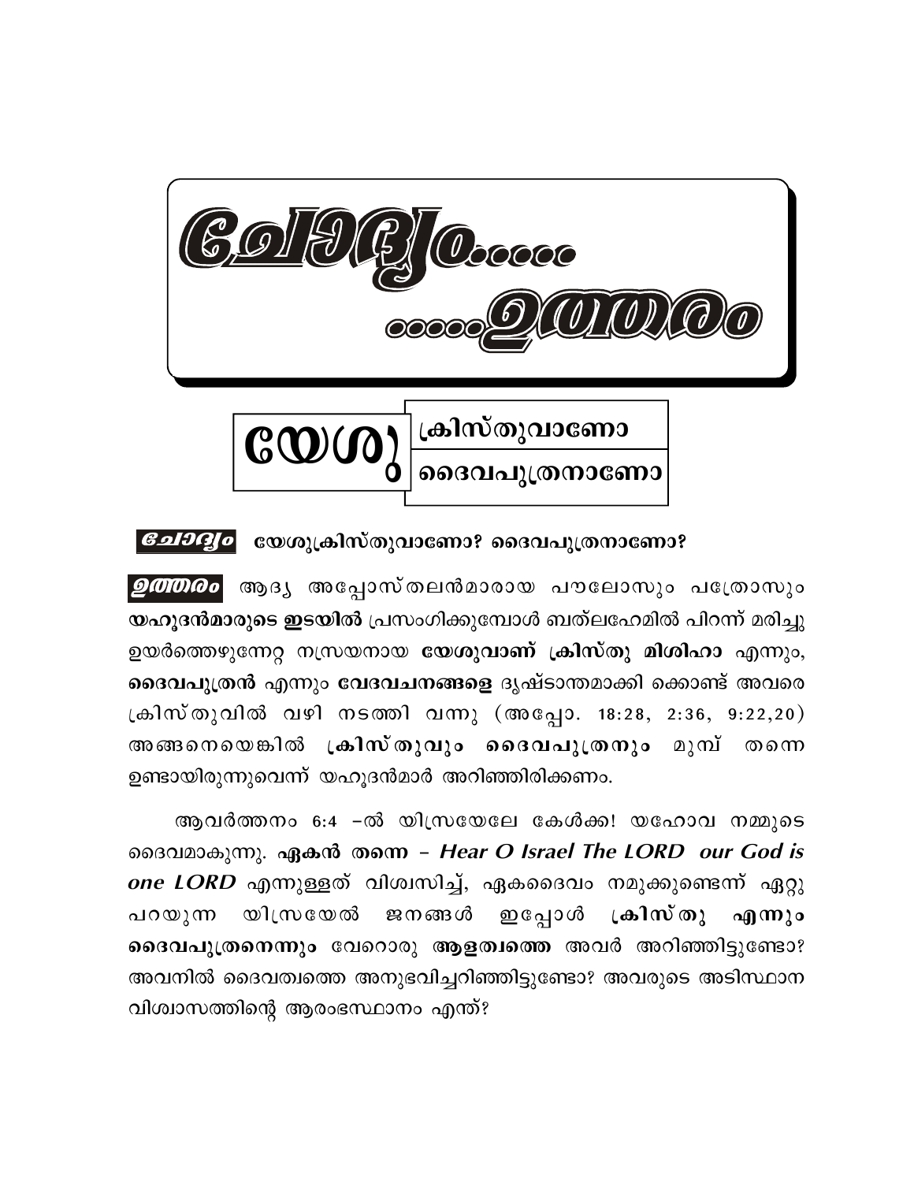# ചോദ്യം..... .....ഉത്തരം

## യേശു ക്രിസ്തുവാണോ ദൈവപുത്രനാണോ

**ചോദ്യം** യേശുക്രിസ്തുവാണോ? ദൈവപുത്രനാണോ?

**ഉത്തരം** ആദ്യ അപ്പോസ്തലൻമാരായ പൗലോസും പത്രോസും **യഹൂദൻമാരുടെ ഇടയിൽ** പ്രസംഗിക്കുമ്പോൾ ബത്‌ലഹേമിൽ പിറന്ന് മരിച്ചു ഉയർത്തെഴുന്നേറ്റ നസ്രയനായ **യേശുവാണ് ക്രിസ്തു മിശിഹാ** എന്നും, **ദൈവപുത്രൻ** എന്നും **വേദവചനങ്ങളെ** ദൃഷ്ടാന്തമാക്കി ക്കൊണ്ട് അവരെ ക്രിസ്തുവിൽ വഴി നടത്തി വന്നു (അപ്പോ. 18:28, 2:36, 9:22,20) അങ്ങനെയെങ്കിൽ **ക്രിസ്തുവും ദൈവപുത്രനും** മുമ്പ് തന്നെ ഉണ്ടായിരുന്നുവെന്ന് യഹൂദൻമാർ അറിഞ്ഞിരിക്കണം.

ആവർത്തനം 6:4 –ൽ യിസ്രയേലേ കേൾക്ക! യഹോവ നമ്മുടെ ദൈവമാകുന്നു. **ഏകൻ തന്നെ** – ***Hear O Israel The LORD our God is one LORD*** എന്നുള്ളത് വിശ്വസിച്ച്, ഏകദൈവം നമുക്കുണ്ടെന്ന് ഏറ്റു പറയുന്ന യിസ്രയേൽ ജനങ്ങൾ ഇപ്പോൾ **ക്രിസ്തു എന്നും ദൈവപുത്രനെന്നും** വേറൊരു **ആളത്വത്തെ** അവർ അറിഞ്ഞിട്ടുണ്ടോ? അവനിൽ ദൈവത്വത്തെ അനുഭവിച്ചറിഞ്ഞിട്ടുണ്ടോ? അവരുടെ അടിസ്ഥാന വിശ്വാസത്തിന്റെ ആരംഭസ്ഥാനം എന്ത്?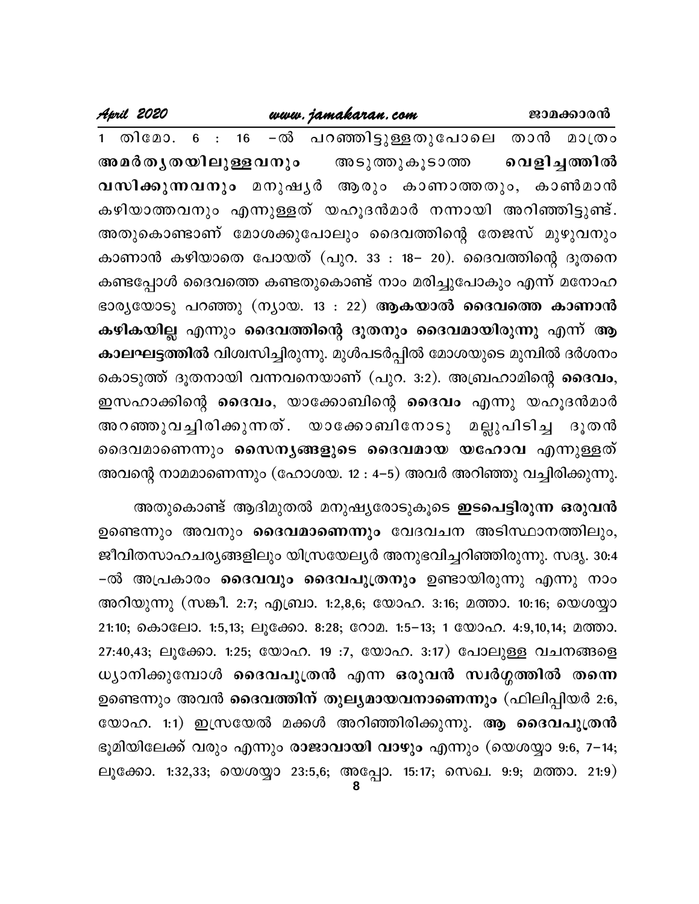1 തിമോ. 6 : 16 –ൽ പറഞ്ഞിട്ടുള്ളതുപോലെ താൻ മാത്രം **അമർത്യതയിലുള്ളവനും** അടുത്തുകൂടാത്ത **വെളിച്ചത്തിൽ വസിക്കുന്നവനും** മനുഷ്യർ ആരും കാണാത്തതും, കാൺമാൻ കഴിയാത്തവനും എന്നുള്ളത് യഹൂദൻമാർ നന്നായി അറിഞ്ഞിട്ടുണ്ട്. അതുകൊണ്ടാണ് മോശക്കുപോലും ദൈവത്തിന്റെ തേജസ് മുഴുവനും കാണാൻ കഴിയാതെ പോയത് (പുറ. 33 : 18– 20). ദൈവത്തിന്റെ ദൂതനെ കണ്ടപ്പോൾ ദൈവത്തെ കണ്ടതുകൊണ്ട് നാം മരിച്ചുപോകും എന്ന് മനോഹ ഭാര്യയോടു പറഞ്ഞു (ന്യായ. 13 : 22) **ആകയാൽ ദൈവത്തെ കാണാൻ കഴികയില്ല** എന്നും **ദൈവത്തിന്റെ ദൂതനും ദൈവമായിരുന്നു** എന്ന് **ആ കാലഘട്ടത്തിൽ** വിശ്വസിച്ചിരുന്നു. മുൾപടർപ്പിൽ മോശയുടെ മുമ്പിൽ ദർശനം കൊടുത്ത് ദൂതനായി വന്നവനെയാണ് (പുറ. 3:2). അബ്രഹാമിന്റെ **ദൈവം**, ഇസഹാക്കിന്റെ **ദൈവം**, യാക്കോബിന്റെ **ദൈവം** എന്നു യഹൂദൻമാർ അറഞ്ഞുവച്ചിരിക്കുന്നത്. യാക്കോബിനോടു മല്ലുപിടിച്ച ദൂതൻ ദൈവമാണെന്നും **സൈന്യങ്ങളുടെ ദൈവമായ യഹോവ** എന്നുള്ളത് അവന്റെ നാമമാണെന്നും (ഹോശയ. 12 : 4–5) അവർ അറിഞ്ഞു വച്ചിരിക്കുന്നു.

അതുകൊണ്ട് ആദിമുതൽ മനുഷ്യരോടുകൂടെ **ഇടപെട്ടിരുന്ന ഒരുവൻ** ഉണ്ടെന്നും അവനും **ദൈവമാണെന്നും** വേദവചന അടിസ്ഥാനത്തിലും, ജീവിതസാഹചര്യങ്ങളിലും യിസ്രയേല്യർ അനുഭവിച്ചറിഞ്ഞിരുന്നു. സദൃ. 30:4 –ൽ അപ്രകാരം **ദൈവവും ദൈവപുത്രനും** ഉണ്ടായിരുന്നു എന്നു നാം അറിയുന്നു (സങ്കീ. 2:7; എബ്രാ. 1:2,8,6; യോഹ. 3:16; മത്താ. 10:16; യെശയ്യാ 21:10; കൊലോ. 1:5,13; ലൂക്കോ. 8:28; റോമ. 1:5–13; 1 യോഹ. 4:9,10,14; മത്താ. 27:40,43; ലൂക്കോ. 1:25; യോഹ. 19 :7, യോഹ. 3:17) പോലുള്ള വചനങ്ങളെ ധ്യാനിക്കുമ്പോൾ **ദൈവപുത്രൻ എന്ന ഒരുവൻ സ്വർഗ്ഗത്തിൽ തന്നെ** ഉണ്ടെന്നും അവൻ **ദൈവത്തിന് തുല്യമായവനാണെന്നും** (ഫിലിപ്പിയർ 2:6, യോഹ. 1:1) ഇസ്രയേൽ മക്കൾ അറിഞ്ഞിരിക്കുന്നു. **ആ ദൈവപുത്രൻ** ഭൂമിയിലേക്ക് വരും എന്നും **രാജാവായി വാഴും** എന്നും (യെശയ്യാ 9:6, 7–14; ലൂക്കോ. 1:32,33; യെശയ്യാ 23:5,6; അപ്പോ. 15:17; സെഖ. 9:9; മത്താ. 21:9)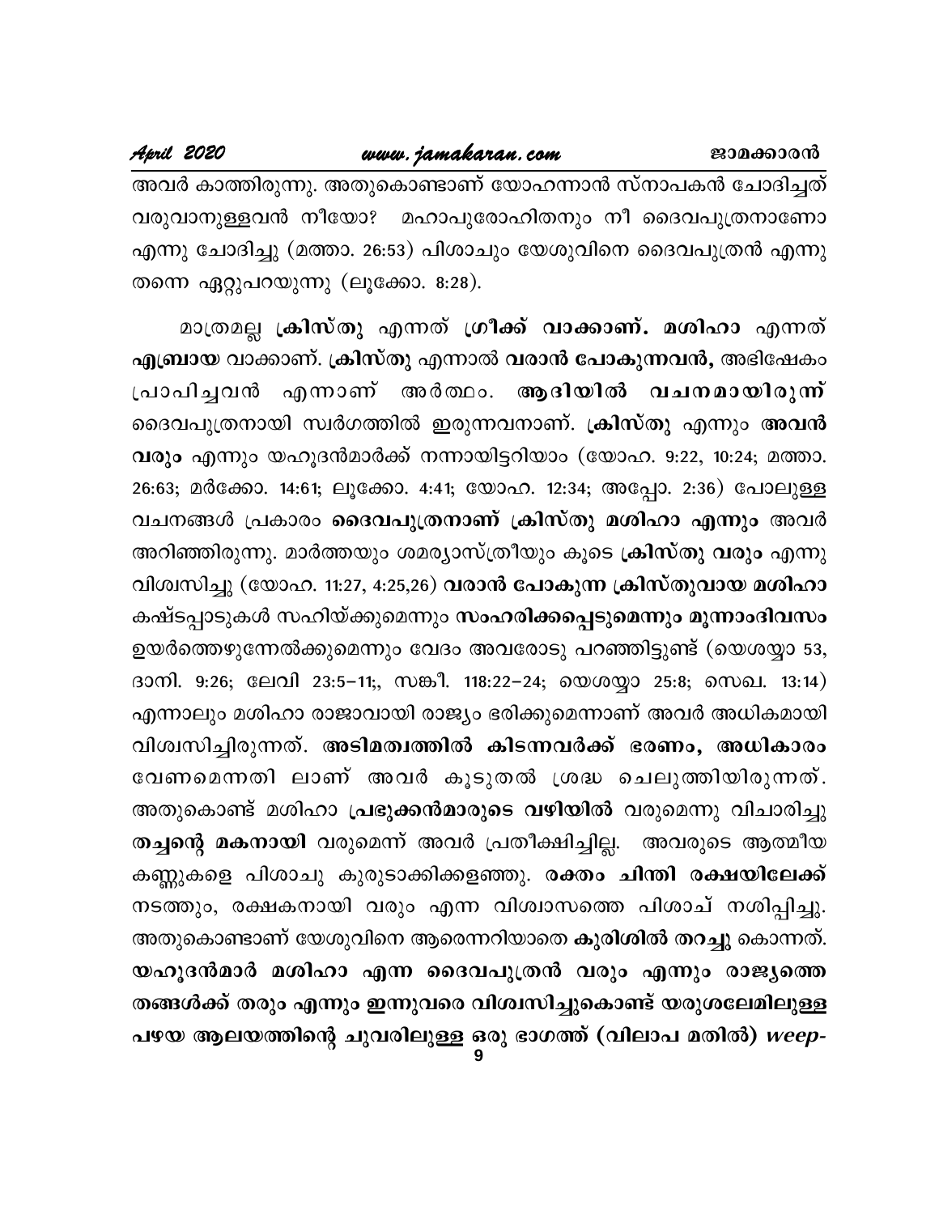അവർ കാത്തിരുന്നു. അതുകൊണ്ടാണ് യോഹന്നാൻ സ്നാപകൻ ചോദിച്ചത് വരുവാനുള്ളവൻ നീയോ? മഹാപുരോഹിതനും നീ ദൈവപുത്രനാണോ എന്നു ചോദിച്ചു (മത്താ. 26:53) പിശാചും യേശുവിനെ ദൈവപുത്രൻ എന്നു തന്നെ ഏറ്റുപറയുന്നു (ലൂക്കോ. 8:28).

മാത്രമല്ല **ക്രിസ്തു** എന്നത് **ഗ്രീക്ക് വാക്കാണ്. മശിഹാ** എന്നത് **എബ്രായ** വാക്കാണ്. **ക്രിസ്തു** എന്നാൽ **വരാൻ പോകുന്നവൻ,** അഭിഷേകം പ്രാപിച്ചവൻ എന്നാണ് അർത്ഥം. **ആദിയിൽ വചനമായിരുന്ന്** ദൈവപുത്രനായി സ്വർഗത്തിൽ ഇരുന്നവനാണ്. **ക്രിസ്തു** എന്നും **അവൻ വരും** എന്നും യഹൂദൻമാർക്ക് നന്നായിട്ടറിയാം (യോഹ. 9:22, 10:24; മത്താ. 26:63; മർക്കോ. 14:61; ലൂക്കോ. 4:41; യോഹ. 12:34; അപ്പോ. 2:36) പോലുള്ള വചനങ്ങൾ പ്രകാരം **ദൈവപുത്രനാണ് ക്രിസ്തു മശിഹാ എന്നും** അവർ അറിഞ്ഞിരുന്നു. മാർത്തയും ശമര്യാസ്ത്രീയും കൂടെ **ക്രിസ്തു വരും** എന്നു വിശ്വസിച്ചു (യോഹ. 11:27, 4:25,26) **വരാൻ പോകുന്ന ക്രിസ്തുവായ മശിഹാ** കഷ്ടപ്പാടുകൾ സഹിയ്ക്കുമെന്നും **സംഹരിക്കപ്പെടുമെന്നും മൂന്നാംദിവസം** ഉയർത്തെഴുന്നേൽക്കുമെന്നും വേദം അവരോടു പറഞ്ഞിട്ടുണ്ട് (യെശയ്യാ 53, ദാനി. 9:26; ലേവി 23:5–11;, സങ്കീ. 118:22–24; യെശയ്യാ 25:8; സെഖ. 13:14) എന്നാലും മശിഹാ രാജാവായി രാജ്യം ഭരിക്കുമെന്നാണ് അവർ അധികമായി വിശ്വസിച്ചിരുന്നത്. **അടിമത്വത്തിൽ കിടന്നവർക്ക് ഭരണം, അധികാരം** വേണമെന്നതി ലാണ് അവർ കൂടുതൽ ശ്രദ്ധ ചെലുത്തിയിരുന്നത്. അതുകൊണ്ട് മശിഹാ **പ്രഭുക്കൻമാരുടെ വഴിയിൽ** വരുമെന്നു വിചാരിച്ചു **തച്ചന്റെ മകനായി** വരുമെന്ന് അവർ പ്രതീക്ഷിച്ചില്ല. അവരുടെ ആത്മീയ കണ്ണുകളെ പിശാചു കുരുടാക്കിക്കളഞ്ഞു. **രക്തം ചിന്തി രക്ഷയിലേക്ക്** നടത്തും, രക്ഷകനായി വരും എന്ന വിശ്വാസത്തെ പിശാച് നശിപ്പിച്ചു. അതുകൊണ്ടാണ് യേശുവിനെ ആരെന്നറിയാതെ **കുരിശിൽ തറച്ചു** കൊന്നത്. **യഹൂദൻമാർ മശിഹാ എന്ന ദൈവപുത്രൻ വരും എന്നും രാജ്യത്തെ തങ്ങൾക്ക് തരും എന്നും ഇന്നുവരെ വിശ്വസിച്ചുകൊണ്ട് യരുശലേമിലുള്ള പഴയ ആലയത്തിന്റെ ചുവരിലുള്ള ഒരു ഭാഗത്ത് (വിലാപ മതിൽ)** ***weep-***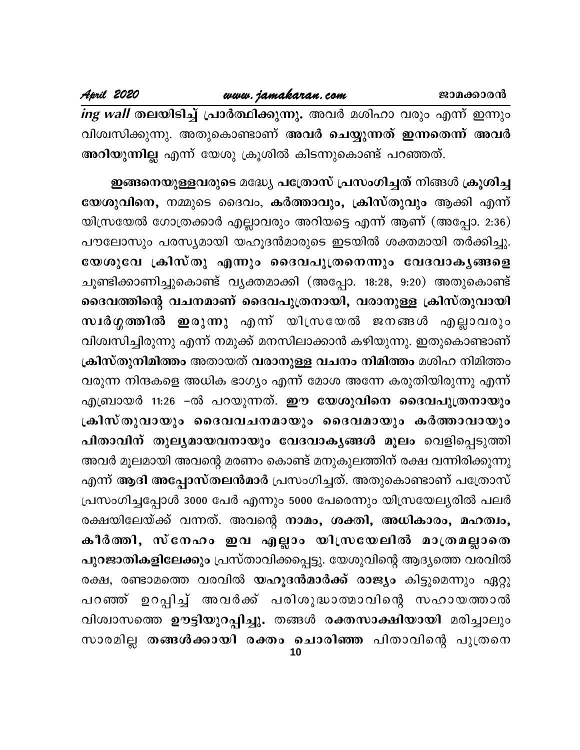***ing wall* തലയിടിച്ച് പ്രാർത്ഥിക്കുന്നു.** അവർ മശിഹാ വരും എന്ന് ഇന്നും വിശ്വസിക്കുന്നു. അതുകൊണ്ടാണ് **അവർ ചെയ്യുന്നത് ഇന്നതെന്ന് അവർ അറിയുന്നില്ല** എന്ന് യേശു ക്രൂശിൽ കിടന്നുകൊണ്ട് പറഞ്ഞത്.

**ഇങ്ങനെയുള്ളവരുടെ** മദ്ധ്യേ **പത്രോസ് പ്രസംഗിച്ചത്** നിങ്ങൾ **ക്രൂശിച്ച യേശുവിനെ,** നമ്മുടെ ദൈവം, **കർത്താവും, ക്രിസ്തുവും** ആക്കി എന്ന് യിസ്രയേൽ ഗോത്രക്കാർ എല്ലാവരും അറിയട്ടെ എന്ന് ആണ് (അപ്പോ. 2:36) പൗലോസും പരസ്യമായി യഹൂദൻമാരുടെ ഇടയിൽ ശക്തമായി തർക്കിച്ചു. **യേശുവേ ക്രിസ്തു എന്നും ദൈവപുത്രനെന്നും വേദവാക്യങ്ങളെ** ചൂണ്ടിക്കാണിച്ചുകൊണ്ട് വ്യക്തമാക്കി (അപ്പോ. 18:28, 9:20) അതുകൊണ്ട് **ദൈവത്തിന്റെ വചനമാണ് ദൈവപുത്രനായി, വരാനുള്ള ക്രിസ്തുവായി സ്വർഗ്ഗത്തിൽ ഇരുന്നു** എന്ന് യിസ്രയേൽ ജനങ്ങൾ എല്ലാവരും വിശ്വസിച്ചിരുന്നു എന്ന് നമുക്ക് മനസിലാക്കാൻ കഴിയുന്നു. ഇതുകൊണ്ടാണ് **ക്രിസ്തുനിമിത്തം** അതായത് **വരാനുള്ള വചനം നിമിത്തം** മശിഹ നിമിത്തം വരുന്ന നിന്ദകളെ അധിക ഭാഗ്യം എന്ന് മോശ അന്നേ കരുതിയിരുന്നു എന്ന് എബ്രായർ 11:26 –ൽ പറയുന്നത്. **ഈ യേശുവിനെ ദൈവപുത്രനായും ക്രിസ്തുവായും ദൈവവചനമായും ദൈവമായും കർത്താവായും പിതാവിന് തുല്യമായവനായും വേദവാക്യങ്ങൾ മൂലം** വെളിപ്പെടുത്തി അവർ മൂലമായി അവന്റെ മരണം കൊണ്ട് മനുകുലത്തിന് രക്ഷ വന്നിരിക്കുന്നു എന്ന് **ആദി അപ്പോസ്തലൻമാർ** പ്രസംഗിച്ചത്. അതുകൊണ്ടാണ് പത്രോസ് പ്രസംഗിച്ചപ്പോൾ 3000 പേർ എന്നും 5000 പേരെന്നും യിസ്രയേല്യരിൽ പലർ രക്ഷയിലേയ്ക്ക് വന്നത്. അവന്റെ **നാമം, ശക്തി, അധികാരം, മഹത്വം, കീർത്തി, സ്നേഹം ഇവ എല്ലാം യിസ്രയേലിൽ മാത്രമല്ലാതെ പുറജാതികളിലേക്കും** പ്രസ്താവിക്കപ്പെട്ടു. യേശുവിന്റെ ആദ്യത്തെ വരവിൽ രക്ഷ, രണ്ടാമത്തെ വരവിൽ **യഹൂദൻമാർക്ക് രാജ്യം** കിട്ടുമെന്നും ഏറ്റു പറഞ്ഞ് ഉറപ്പിച്ച് അവർക്ക് പരിശുദ്ധാത്മാവിന്റെ സഹായത്താൽ വിശ്വാസത്തെ **ഊട്ടിയുറപ്പിച്ചു.** തങ്ങൾ **രക്തസാക്ഷിയായി** മരിച്ചാലും സാരമില്ല **തങ്ങൾക്കായി രക്തം ചൊരിഞ്ഞ** പിതാവിന്റെ പുത്രനെ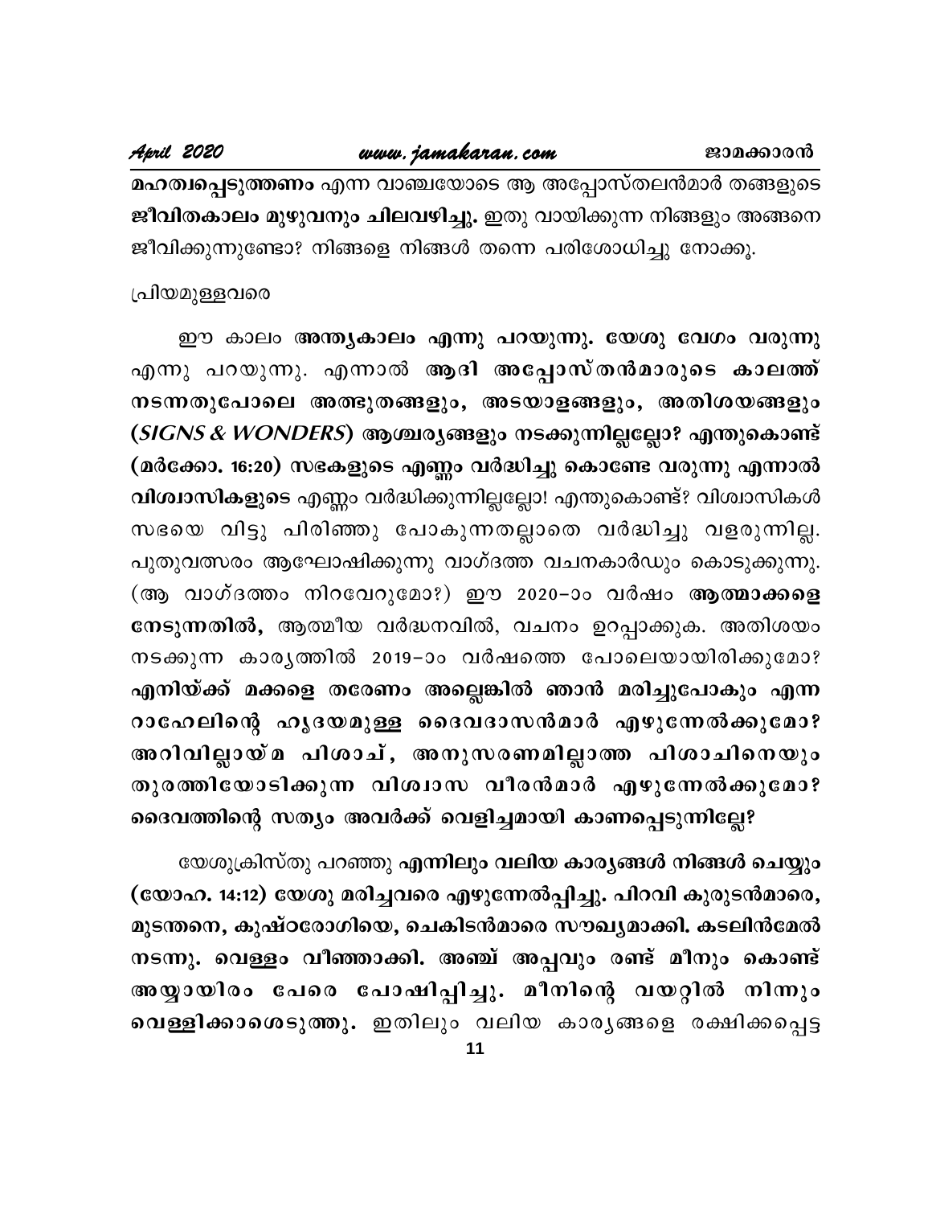**മഹത്വപ്പെടുത്തണം** എന്ന വാഞ്ചയോടെ ആ അപ്പോസ്തലൻമാർ തങ്ങളുടെ **ജീവിതകാലം മുഴുവനും ചിലവഴിച്ചു.** ഇതു വായിക്കുന്ന നിങ്ങളും അങ്ങനെ ജീവിക്കുന്നുണ്ടോ? നിങ്ങളെ നിങ്ങൾ തന്നെ പരിശോധിച്ചു നോക്കൂ.

പ്രിയമുള്ളവരെ

ഈ കാലം **അന്ത്യകാലം എന്നു പറയുന്നു. യേശു വേഗം വരുന്നു** എന്നു പറയുന്നു. എന്നാൽ **ആദി അപ്പോസ്തൻമാരുടെ കാലത്ത് നടന്നതുപോലെ അത്ഭുതങ്ങളും, അടയാളങ്ങളും, അതിശയങ്ങളും (*SIGNS & WONDERS*) ആശ്ചര്യങ്ങളും നടക്കുന്നില്ലല്ലോ? എന്തുകൊണ്ട് (മർക്കോ. 16:20) സഭകളുടെ എണ്ണം വർദ്ധിച്ചു കൊണ്ടേ വരുന്നു എന്നാൽ വിശ്വാസികളു**ടെ എണ്ണം വർദ്ധിക്കുന്നില്ലല്ലോ! എന്തുകൊണ്ട്? വിശ്വാസികൾ സഭയെ വിട്ടു പിരിഞ്ഞു പോകുന്നതല്ലാതെ വർദ്ധിച്ചു വളരുന്നില്ല. പുതുവത്സരം ആഘോഷിക്കുന്നു വാഗ്ദത്ത വചനകാർഡും കൊടുക്കുന്നു. (ആ വാഗ്ദത്തം നിറവേറുമോ?) ഈ 2020-ാം വർഷം **ആത്മാക്കളെ നേടുന്നതിൽ,** ആത്മീയ വർദ്ധനവിൽ, വചനം ഉറപ്പാക്കുക. അതിശയം നടക്കുന്ന കാര്യത്തിൽ 2019-ാം വർഷത്തെ പോലെയായിരിക്കുമോ? **എനിയ്ക്ക് മക്കളെ തരേണം അല്ലെങ്കിൽ ഞാൻ മരിച്ചുപോകും എന്ന റാഹേലിന്റെ ഹൃദയമുള്ള ദൈവദാസൻമാർ എഴുന്നേൽക്കുമോ? അറിവില്ലായ്മ പിശാച്, അനുസരണമില്ലാത്ത പിശാചിനെയും തുരത്തിയോടിക്കുന്ന വിശ്വാസ വീരൻമാർ എഴുന്നേൽക്കുമോ? ദൈവത്തിന്റെ സത്യം അവർക്ക് വെളിച്ചമായി കാണപ്പെടുന്നില്ലേ?**

യേശുക്രിസ്തു പറഞ്ഞു **എന്നിലും വലിയ കാര്യങ്ങൾ നിങ്ങൾ ചെയ്യും (യോഹ. 14:12) യേശു മരിച്ചവരെ എഴുന്നേൽപ്പിച്ചു. പിറവി കുരുടൻമാരെ, മുടന്തനെ, കുഷ്ഠരോഗിയെ, ചെകിടൻമാരെ സൗഖ്യമാക്കി. കടലിൻമേൽ നടന്നു. വെള്ളം വീഞ്ഞാക്കി. അഞ്ച് അപ്പവും രണ്ട് മീനും കൊണ്ട് അയ്യായിരം പേരെ പോഷിപ്പിച്ചു. മീനിന്റെ വയറ്റിൽ നിന്നും വെള്ളിക്കാശെടുത്തു.** ഇതിലും വലിയ കാര്യങ്ങളെ രക്ഷിക്കപ്പെട്ട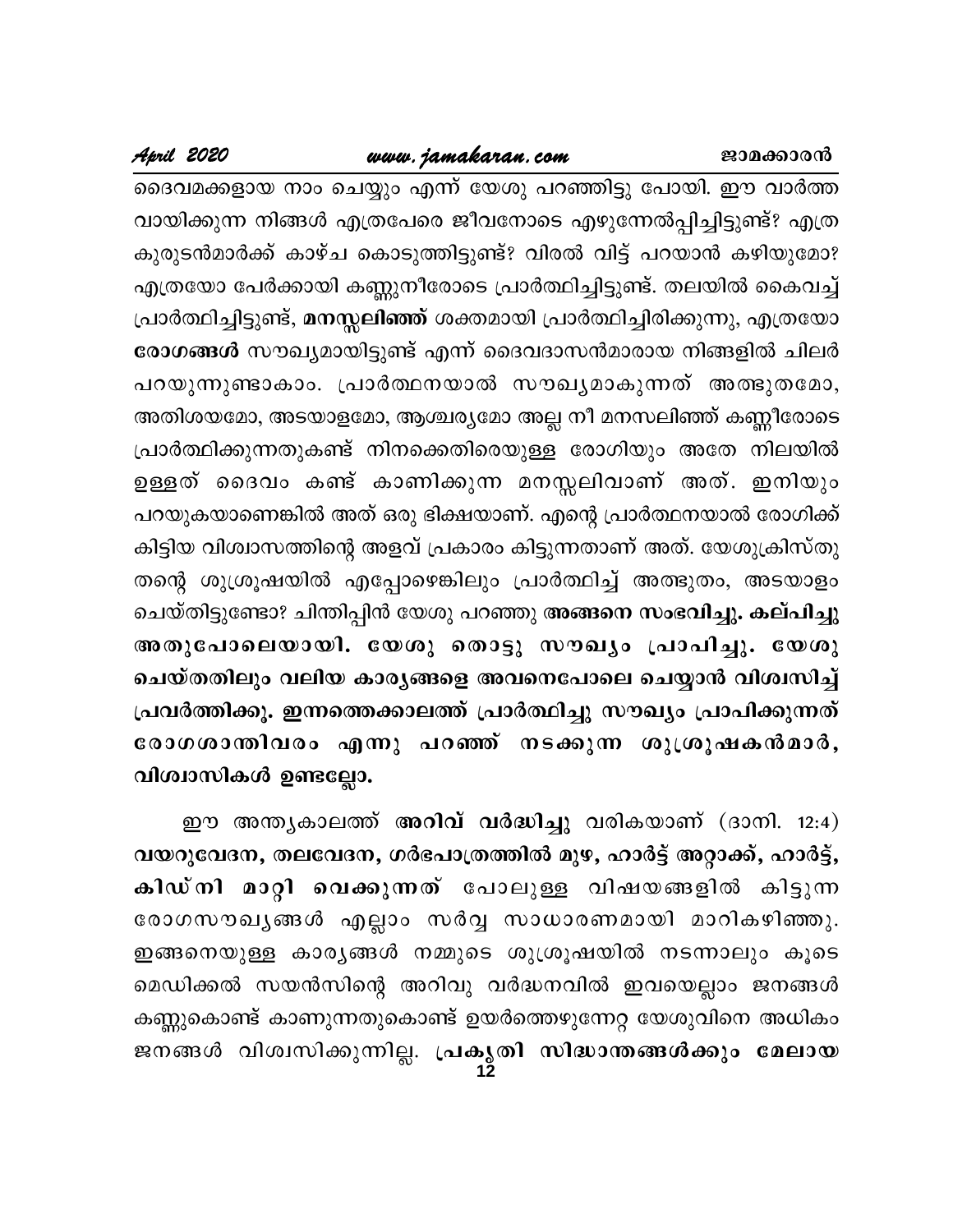ദൈവമക്കളായ നാം ചെയ്യും എന്ന് യേശു പറഞ്ഞിട്ടു പോയി. ഈ വാർത്ത വായിക്കുന്ന നിങ്ങൾ എത്രപേരെ ജീവനോടെ എഴുന്നേൽപ്പിച്ചിട്ടുണ്ട്? എത്ര കുരുടൻമാർക്ക് കാഴ്ച കൊടുത്തിട്ടുണ്ട്? വിരൽ വിട്ട് പറയാൻ കഴിയുമോ? എത്രയോ പേർക്കായി കണ്ണുനീരോടെ പ്രാർത്ഥിച്ചിട്ടുണ്ട്. തലയിൽ കൈവച്ച് പ്രാർത്ഥിച്ചിട്ടുണ്ട്, **മനസ്സലിഞ്ഞ്** ശക്തമായി പ്രാർത്ഥിച്ചിരിക്കുന്നു, എത്രയോ **രോഗങ്ങൾ** സൗഖ്യമായിട്ടുണ്ട് എന്ന് ദൈവദാസൻമാരായ നിങ്ങളിൽ ചിലർ പറയുന്നുണ്ടാകാം. പ്രാർത്ഥനയാൽ സൗഖ്യമാകുന്നത് അത്ഭുതമോ, അതിശയമോ, അടയാളമോ, ആശ്ചര്യമോ അല്ല നീ മനസലിഞ്ഞ് കണ്ണീരോടെ പ്രാർത്ഥിക്കുന്നതുകണ്ട് നിനക്കെതിരെയുള്ള രോഗിയും അതേ നിലയിൽ ഉള്ളത് ദൈവം കണ്ട് കാണിക്കുന്ന മനസ്സലിവാണ് അത്. ഇനിയും പറയുകയാണെങ്കിൽ അത് ഒരു ഭിക്ഷയാണ്. എന്റെ പ്രാർത്ഥനയാൽ രോഗിക്ക് കിട്ടിയ വിശ്വാസത്തിന്റെ അളവ് പ്രകാരം കിട്ടുന്നതാണ് അത്. യേശുക്രിസ്തു തന്റെ ശുശ്രൂഷയിൽ എപ്പോഴെങ്കിലും പ്രാർത്ഥിച്ച് അത്ഭുതം, അടയാളം ചെയ്തിട്ടുണ്ടോ? ചിന്തിപ്പിൻ യേശു പറഞ്ഞു **അങ്ങനെ സംഭവിച്ചു. കല്പിച്ചു അതുപോലെയായി. യേശു തൊട്ടു സൗഖ്യം പ്രാപിച്ചു. യേശു ചെയ്തതിലും വലിയ കാര്യങ്ങളെ അവനെപോലെ ചെയ്യാൻ വിശ്വസിച്ച് പ്രവർത്തിക്കൂ. ഇന്നത്തെക്കാലത്ത് പ്രാർത്ഥിച്ചു സൗഖ്യം പ്രാപിക്കുന്നത് രോഗശാന്തിവരം എന്നു പറഞ്ഞ് നടക്കുന്ന ശുശ്രൂഷകൻമാർ, വിശ്വാസികൾ ഉണ്ടല്ലോ.**

ഈ അന്ത്യകാലത്ത് **അറിവ് വർദ്ധിച്ചു** വരികയാണ് (ദാനി. 12:4) **വയറുവേദന, തലവേദന, ഗർഭപാത്രത്തിൽ മുഴ, ഹാർട്ട് അറ്റാക്ക്, ഹാർട്ട്, കിഡ്നി മാറ്റി വെക്കുന്നത്** പോലുള്ള വിഷയങ്ങളിൽ കിട്ടുന്ന രോഗസൗഖ്യങ്ങൾ എല്ലാം സർവ്വ സാധാരണമായി മാറികഴിഞ്ഞു. ഇങ്ങനെയുള്ള കാര്യങ്ങൾ നമ്മുടെ ശുശ്രൂഷയിൽ നടന്നാലും കൂടെ മെഡിക്കൽ സയൻസിന്റെ അറിവു വർദ്ധനവിൽ ഇവയെല്ലാം ജനങ്ങൾ കണ്ണുകൊണ്ട് കാണുന്നതുകൊണ്ട് ഉയർത്തെഴുന്നേറ്റ യേശുവിനെ അധികം ജനങ്ങൾ വിശ്വസിക്കുന്നില്ല. **പ്രകൃതി സിദ്ധാന്തങ്ങൾക്കും മേലായ**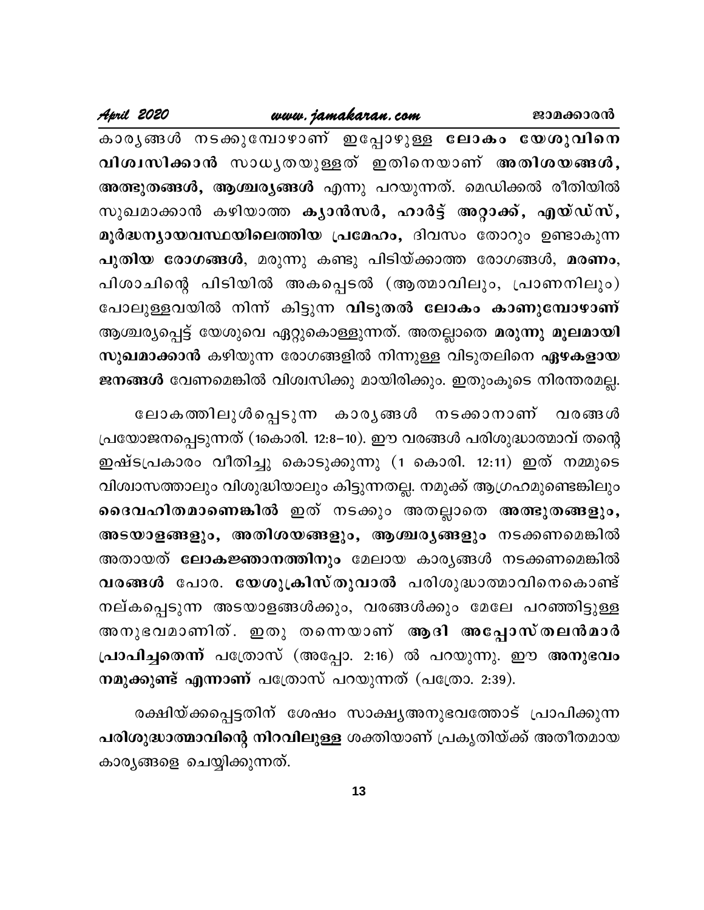കാര്യങ്ങൾ നടക്കുമ്പോഴാണ് ഇപ്പോഴുള്ള **ലോകം യേശുവിനെ വിശ്വസിക്കാൻ** സാധ്യതയുള്ളത് ഇതിനെയാണ് **അതിശയങ്ങൾ, അത്ഭുതങ്ങൾ, ആശ്ചര്യങ്ങൾ** എന്നു പറയുന്നത്. മെഡിക്കൽ രീതിയിൽ സുഖമാക്കാൻ കഴിയാത്ത **ക്യാൻസർ, ഹാർട്ട് അറ്റാക്ക്, എയ്ഡ്സ്, മൂർദ്ധന്യാവസ്ഥയിലെത്തിയ പ്രമേഹം,** ദിവസം തോറും ഉണ്ടാകുന്ന **പുതിയ രോഗങ്ങൾ**, മരുന്നു കണ്ടു പിടിയ്ക്കാത്ത രോഗങ്ങൾ, **മരണം**, പിശാചിന്റെ പിടിയിൽ അകപ്പെടൽ (ആത്മാവിലും, പ്രാണനിലും) പോലുള്ളവയിൽ നിന്ന് കിട്ടുന്ന **വിടുതൽ ലോകം കാണുമ്പോഴാണ്** ആശ്ചര്യപ്പെട്ട് യേശുവെ ഏറ്റുകൊള്ളുന്നത്. അതല്ലാതെ **മരുന്നു മൂലമായി സുഖമാക്കാൻ** കഴിയുന്ന രോഗങ്ങളിൽ നിന്നുള്ള വിടുതലിനെ **ഏഴകളായ ജനങ്ങൾ** വേണമെങ്കിൽ വിശ്വസിക്കു മായിരിക്കും. ഇതുംകൂടെ നിരന്തരമല്ല.

ലോകത്തിലുൾപ്പെടുന്ന കാര്യങ്ങൾ നടക്കാനാണ് വരങ്ങൾ പ്രയോജനപ്പെടുന്നത് (1കൊരി. 12:8–10). ഈ വരങ്ങൾ പരിശുദ്ധാത്മാവ് തന്റെ ഇഷ്ടപ്രകാരം വീതിച്ചു കൊടുക്കുന്നു (1 കൊരി. 12:11) ഇത് നമ്മുടെ വിശ്വാസത്താലും വിശുദ്ധിയാലും കിട്ടുന്നതല്ല. നമുക്ക് ആഗ്രഹമുണ്ടെങ്കിലും **ദൈവഹിതമാണെങ്കിൽ** ഇത് നടക്കും അതല്ലാതെ **അത്ഭുതങ്ങളും, അടയാളങ്ങളും, അതിശയങ്ങളും, ആശ്ചര്യങ്ങളും** നടക്കണമെങ്കിൽ അതായത് **ലോകജ്ഞാനത്തിനും** മേലായ കാര്യങ്ങൾ നടക്കണമെങ്കിൽ **വരങ്ങൾ** പോര. **യേശുക്രിസ്തുവാൽ** പരിശുദ്ധാത്മാവിനെകൊണ്ട് നല്കപ്പെടുന്ന അടയാളങ്ങൾക്കും, വരങ്ങൾക്കും മേലേ പറഞ്ഞിട്ടുള്ള അനുഭവമാണിത്. ഇതു തന്നെയാണ് **ആദി അപ്പോസ്തലൻമാർ പ്രാപിച്ചതെന്ന്** പത്രോസ് (അപ്പോ. 2:16) ൽ പറയുന്നു. ഈ **അനുഭവം നമുക്കുണ്ട് എന്നാണ്** പത്രോസ് പറയുന്നത് (പത്രോ. 2:39).

രക്ഷിയ്ക്കപ്പെട്ടതിന് ശേഷം സാക്ഷ്യഅനുഭവത്തോട് പ്രാപിക്കുന്ന **പരിശുദ്ധാത്മാവിന്റെ നിറവിലുള്ള** ശക്തിയാണ് പ്രകൃതിയ്ക്ക് അതീതമായ കാര്യങ്ങളെ ചെയ്യിക്കുന്നത്.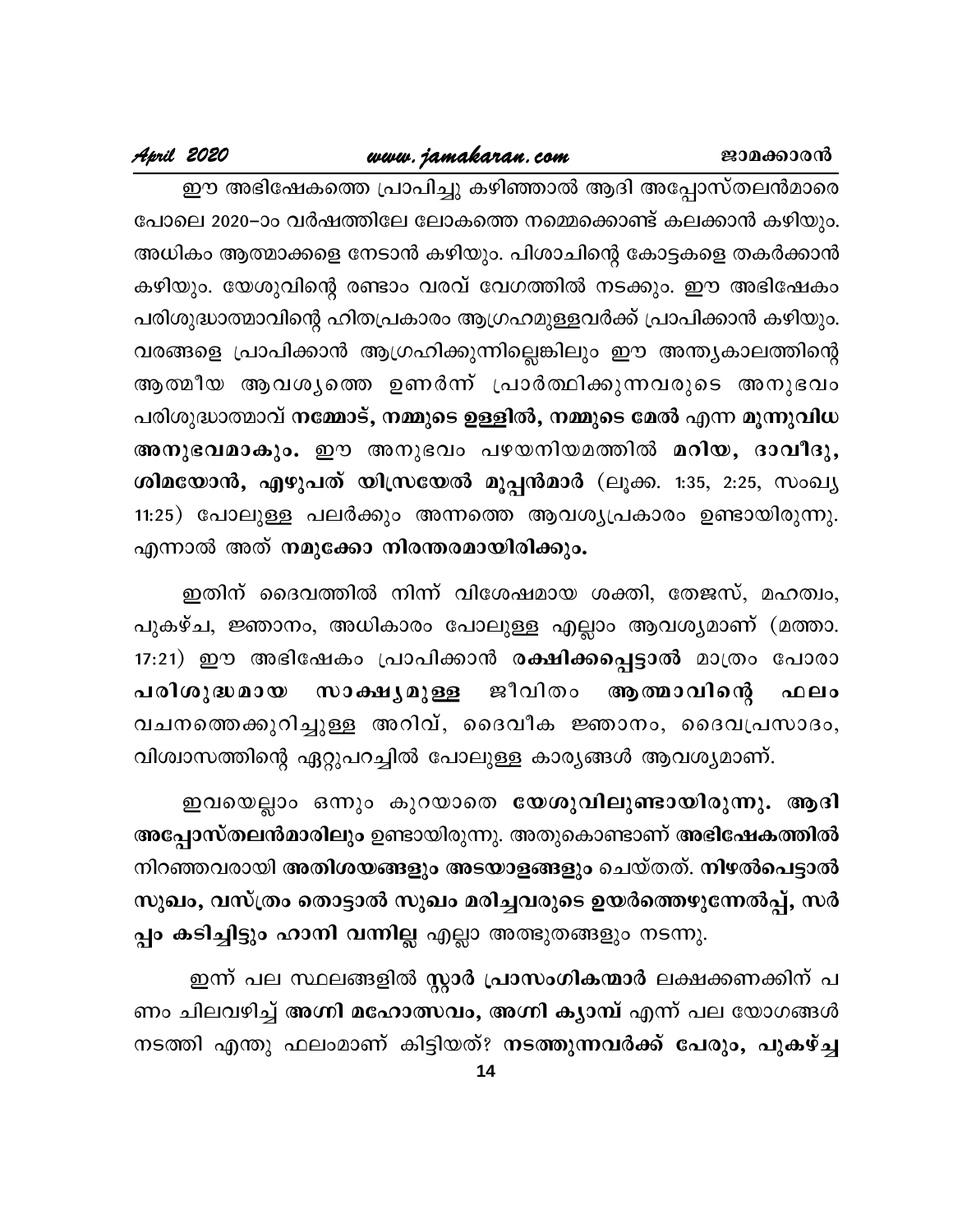ഈ അഭിഷേകത്തെ പ്രാപിച്ചു കഴിഞ്ഞാൽ ആദി അപ്പോസ്തലൻമാരെ പോലെ 2020–ാം വർഷത്തിലേ ലോകത്തെ നമ്മെക്കൊണ്ട് കലക്കാൻ കഴിയും. അധികം ആത്മാക്കളെ നേടാൻ കഴിയും. പിശാചിന്റെ കോട്ടകളെ തകർക്കാൻ കഴിയും. യേശുവിന്റെ രണ്ടാം വരവ് വേഗത്തിൽ നടക്കും. ഈ അഭിഷേകം പരിശുദ്ധാത്മാവിന്റെ ഹിതപ്രകാരം ആഗ്രഹമുള്ളവർക്ക് പ്രാപിക്കാൻ കഴിയും. വരങ്ങളെ പ്രാപിക്കാൻ ആഗ്രഹിക്കുന്നില്ലെങ്കിലും ഈ അന്ത്യകാലത്തിന്റെ ആത്മീയ ആവശ്യത്തെ ഉണർന്ന് പ്രാർത്ഥിക്കുന്നവരുടെ അനുഭവം പരിശുദ്ധാത്മാവ് **നമ്മോട്, നമ്മുടെ ഉള്ളിൽ, നമ്മുടെ മേൽ** എന്ന **മൂന്നുവിധ അനുഭവമാകും.** ഈ അനുഭവം പഴയനിയമത്തിൽ **മറിയ, ദാവീദു, ശിമയോൻ, എഴുപത് യിസ്രയേൽ മൂപ്പൻമാർ** (ലൂക്ക. 1:35, 2:25, സംഖ്യ 11:25) പോലുള്ള പലർക്കും അന്നത്തെ ആവശ്യപ്രകാരം ഉണ്ടായിരുന്നു. എന്നാൽ അത് **നമുക്കോ നിരന്തരമായിരിക്കും.**

ഇതിന് ദൈവത്തിൽ നിന്ന് വിശേഷമായ ശക്തി, തേജസ്, മഹത്വം, പുകഴ്ച, ജ്ഞാനം, അധികാരം പോലുള്ള എല്ലാം ആവശ്യമാണ് (മത്താ. 17:21) ഈ അഭിഷേകം പ്രാപിക്കാൻ **രക്ഷിക്കപ്പെട്ടാൽ** മാത്രം പോരാ **പരിശുദ്ധമായ സാക്ഷ്യമുള്ള** ജീവിതം **ആത്മാവിന്റെ ഫലം** വചനത്തെക്കുറിച്ചുള്ള അറിവ്, ദൈവീക ജ്ഞാനം, ദൈവപ്രസാദം, വിശ്വാസത്തിന്റെ ഏറ്റുപറച്ചിൽ പോലുള്ള കാര്യങ്ങൾ ആവശ്യമാണ്.

ഇവയെല്ലാം ഒന്നും കുറയാതെ **യേശുവിലുണ്ടായിരുന്നു. ആദി അപ്പോസ്തലൻമാരിലും** ഉണ്ടായിരുന്നു. അതുകൊണ്ടാണ് **അഭിഷേകത്തിൽ** നിറഞ്ഞവരായി **അതിശയങ്ങളും അടയാളങ്ങളും** ചെയ്തത്. **നിഴൽപെട്ടാൽ സുഖം, വസ്ത്രം തൊട്ടാൽ സുഖം മരിച്ചവരുടെ ഉയർത്തെഴുന്നേൽപ്പ്, സർപ്പം കടിച്ചിട്ടും ഹാനി വന്നില്ല** എല്ലാ അത്ഭുതങ്ങളും നടന്നു.

ഇന്ന് പല സ്ഥലങ്ങളിൽ **സ്റ്റാർ പ്രാസംഗികന്മാർ** ലക്ഷക്കണക്കിന് പണം ചിലവഴിച്ച് **അഗ്നി മഹോത്സവം, അഗ്നി ക്യാമ്പ്** എന്ന് പല യോഗങ്ങൾ നടത്തി എന്തു ഫലംമാണ് കിട്ടിയത്? **നടത്തുന്നവർക്ക് പേരും, പുകഴ്ച്ച**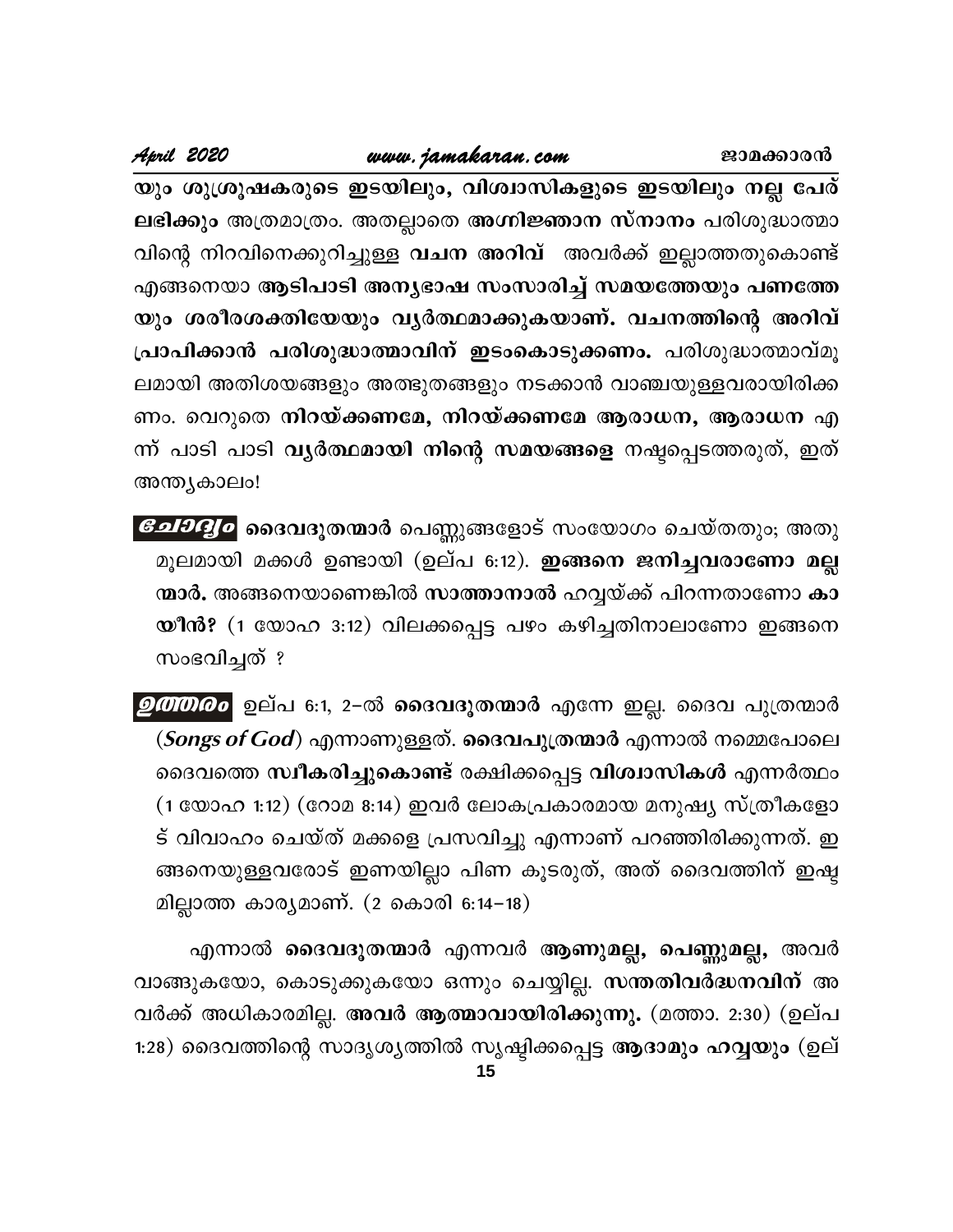യും ശുശ്രൂഷകരുടെ ഇടയിലും, വിശ്വാസികളുടെ ഇടയിലും നല്ല പേര് ലഭിക്കും** അത്രമാത്രം. അതല്ലാതെ **അഗ്നിജ്ഞാന സ്നാനം** പരിശുദ്ധാത്മാവിന്റെ നിറവിനെക്കുറിച്ചുള്ള **വചന അറിവ്** അവർക്ക് ഇല്ലാത്തതുകൊണ്ട് എങ്ങനെയാ **ആടിപാടി അന്യഭാഷ സംസാരിച്ച് സമയത്തേയും പണത്തേയും ശരീരശക്തിയേയും വ്യർത്ഥമാക്കുകയാണ്. വചനത്തിന്റെ അറിവ് പ്രാപിക്കാൻ പരിശുദ്ധാത്മാവിന് ഇടംകൊടുക്കണം.** പരിശുദ്ധാത്മാവ്മൂലമായി അതിശയങ്ങളും അത്ഭുതങ്ങളും നടക്കാൻ വാഞ്ചയുള്ളവരായിരിക്കണം. വെറുതെ **നിറയ്ക്കണമേ, നിറയ്ക്കണമേ ആരാധന, ആരാധന** എന്ന് പാടി പാടി **വ്യർത്ഥമായി നിന്റെ സമയങ്ങളെ** നഷ്ടപ്പെടത്തരുത്, ഇത് അന്ത്യകാലം!

**ചോദ്യം** **ദൈവദൂതന്മാർ** പെണ്ണുങ്ങളോട് സംയോഗം ചെയ്തതും; അതു മൂലമായി മക്കൾ ഉണ്ടായി (ഉല്പ 6:12). **ഇങ്ങനെ ജനിച്ചവരാണോ മല്ലന്മാർ.** അങ്ങനെയാണെങ്കിൽ **സാത്താനാൽ** ഹവ്വയ്ക്ക് പിറന്നതാണോ **കായീൻ?** (1 യോഹ 3:12) വിലക്കപ്പെട്ട പഴം കഴിച്ചതിനാലാണോ ഇങ്ങനെ സംഭവിച്ചത് ?

**ഉത്തരം** ഉല്പ 6:1, 2–ൽ **ദൈവദൂതന്മാർ** എന്നേ ഇല്ല. ദൈവ പുത്രന്മാർ (***Songs of God***) എന്നാണുള്ളത്. **ദൈവപുത്രന്മാർ** എന്നാൽ നമ്മെപോലെ ദൈവത്തെ **സ്വീകരിച്ചുകൊണ്ട്** രക്ഷിക്കപ്പെട്ട **വിശ്വാസികൾ** എന്നർത്ഥം (1 യോഹ 1:12) (റോമ 8:14) ഇവർ ലോകപ്രകാരമായ മനുഷ്യ സ്ത്രീകളോട് വിവാഹം ചെയ്ത് മക്കളെ പ്രസവിച്ചു എന്നാണ് പറഞ്ഞിരിക്കുന്നത്. ഇങ്ങനെയുള്ളവരോട് ഇണയില്ലാ പിണ കൂടരുത്, അത് ദൈവത്തിന് ഇഷ്ടമില്ലാത്ത കാര്യമാണ്. (2 കൊരി 6:14–18)

എന്നാൽ **ദൈവദൂതന്മാർ** എന്നവർ **ആണുമല്ല, പെണ്ണുമല്ല,** അവർ വാങ്ങുകയോ, കൊടുക്കുകയോ ഒന്നും ചെയ്യില്ല. **സന്തതിവർദ്ധനവിന്** അവർക്ക് അധികാരമില്ല. **അവർ ആത്മാവായിരിക്കുന്നു.** (മത്താ. 2:30) (ഉല്പ 1:28) ദൈവത്തിന്റെ സാദൃശ്യത്തിൽ സൃഷ്ടിക്കപ്പെട്ട **ആദാമും ഹവ്വയും** (ഉല്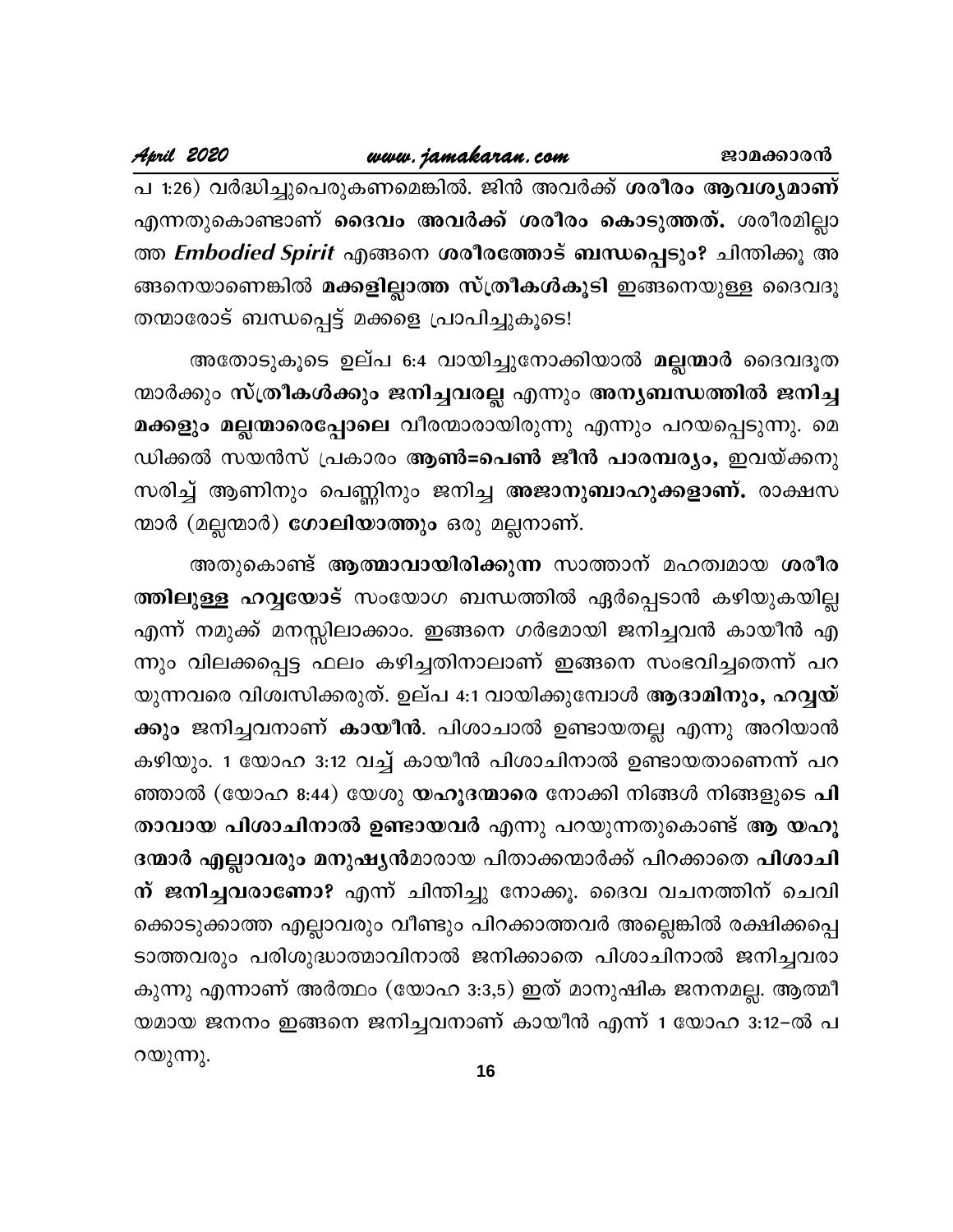പ 1:26) വർദ്ധിച്ചുപെരുകണമെങ്കിൽ. ജിൻ അവർക്ക് **ശരീരം ആവശ്യമാണ്** എന്നതുകൊണ്ടാണ് **ദൈവം അവർക്ക് ശരീരം കൊടുത്തത്.** ശരീരമില്ലാത്ത ***Embodied Spirit*** എങ്ങനെ **ശരീരത്തോട് ബന്ധപ്പെടും?** ചിന്തിക്കൂ അങ്ങനെയാണെങ്കിൽ **മക്കളില്ലാത്ത സ്ത്രീകൾകൂടി** ഇങ്ങനെയുള്ള ദൈവദൂതന്മാരോട് ബന്ധപ്പെട്ട് മക്കളെ പ്രാപിച്ചുകൂടെ!

അതോടുകൂടെ ഉല്പ 6:4 വായിച്ചുനോക്കിയാൽ **മല്ലന്മാർ** ദൈവദൂതന്മാർക്കും **സ്ത്രീകൾക്കും ജനിച്ചവരല്ല** എന്നും **അന്യബന്ധത്തിൽ ജനിച്ച മക്കളും മല്ലന്മാരെപ്പോലെ** വീരന്മാരായിരുന്നു എന്നും പറയപ്പെടുന്നു. മെഡിക്കൽ സയൻസ് പ്രകാരം **ആൺ=പെൺ ജീൻ പാരമ്പര്യം,** ഇവയ്ക്കനുസരിച്ച് ആണിനും പെണ്ണിനും ജനിച്ച **അജാനുബാഹുക്കളാണ്.** രാക്ഷസന്മാർ (മല്ലന്മാർ) **ഗോലിയാത്തും** ഒരു മല്ലനാണ്.

അതുകൊണ്ട് **ആത്മാവായിരിക്കുന്ന** സാത്താന് മഹത്വമായ **ശരീരത്തിലുള്ള ഹവ്വയോട്** സംയോഗ ബന്ധത്തിൽ ഏർപ്പെടാൻ കഴിയുകയില്ല എന്ന് നമുക്ക് മനസ്സിലാക്കാം. ഇങ്ങനെ ഗർഭമായി ജനിച്ചവൻ കായീൻ എന്നും വിലക്കപ്പെട്ട ഫലം കഴിച്ചതിനാലാണ് ഇങ്ങനെ സംഭവിച്ചതെന്ന് പറയുന്നവരെ വിശ്വസിക്കരുത്. ഉല്പ 4:1 വായിക്കുമ്പോൾ **ആദാമിനും, ഹവ്വയ്ക്കും** ജനിച്ചവനാണ് **കായീൻ**. പിശാചാൽ ഉണ്ടായതല്ല എന്നു അറിയാൻ കഴിയും. 1 യോഹ 3:12 വച്ച് കായീൻ പിശാചിനാൽ ഉണ്ടായതാണെന്ന് പറഞ്ഞാൽ (യോഹ 8:44) യേശു **യഹൂദന്മാരെ** നോക്കി നിങ്ങൾ നിങ്ങളുടെ **പിതാവായ പിശാചിനാൽ ഉണ്ടായവർ** എന്നു പറയുന്നതുകൊണ്ട് **ആ യഹൂദന്മാർ എല്ലാവരും മനുഷ്യൻ**മാരായ പിതാക്കന്മാർക്ക് പിറക്കാതെ **പിശാചിന് ജനിച്ചവരാണോ?** എന്ന് ചിന്തിച്ചു നോക്കൂ. ദൈവ വചനത്തിന് ചെവിക്കൊടുക്കാത്ത എല്ലാവരും വീണ്ടും പിറക്കാത്തവർ അല്ലെങ്കിൽ രക്ഷിക്കപ്പെടാത്തവരും പരിശുദ്ധാത്മാവിനാൽ ജനിക്കാതെ പിശാചിനാൽ ജനിച്ചവരാകുന്നു എന്നാണ് അർത്ഥം (യോഹ 3:3,5) ഇത് മാനുഷിക ജനനമല്ല. ആത്മീയമായ ജനനം ഇങ്ങനെ ജനിച്ചവനാണ് കായീൻ എന്ന് 1 യോഹ 3:12–ൽ പറയുന്നു.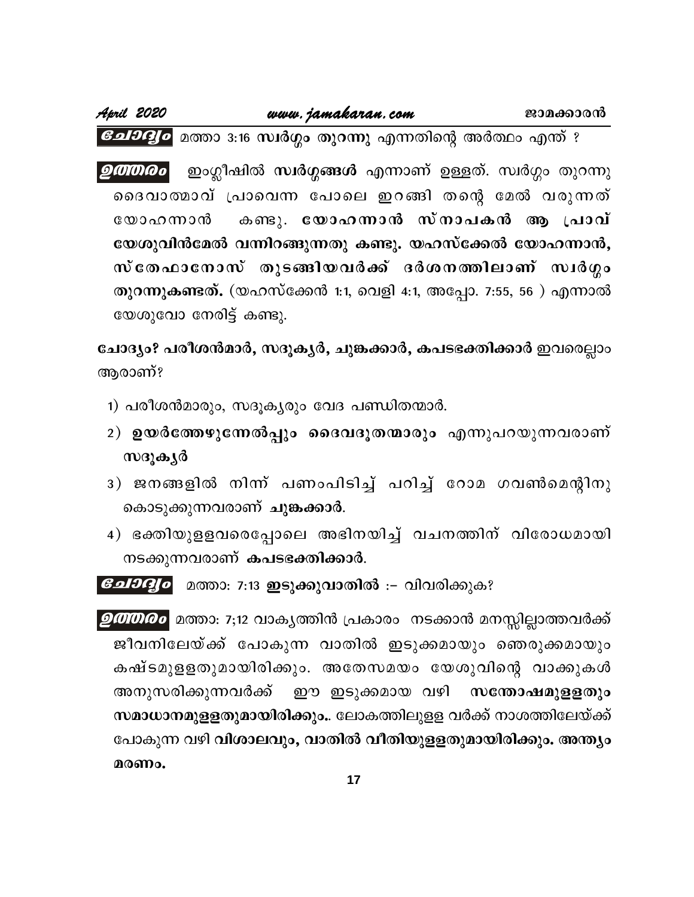**ചോദ്യം** മത്താ 3:16 **സ്വർഗ്ഗം തുറന്നു** എന്നതിന്റെ അർത്ഥം എന്ത് ?

**ഉത്തരം** ഇംഗ്ലീഷിൽ **സ്വർഗ്ഗങ്ങൾ** എന്നാണ് ഉള്ളത്. സ്വർഗ്ഗം തുറന്നു ദൈവാത്മാവ് പ്രാവെന്ന പോലെ ഇറങ്ങി തന്റെ മേൽ വരുന്നത് യോഹന്നാൻ കണ്ടു. **യോഹന്നാൻ സ്നാപകൻ ആ പ്രാവ് യേശുവിൻമേൽ വന്നിറങ്ങുന്നതു കണ്ടു. യഹസ്ക്കേൽ യോഹന്നാൻ, സ്തേഫാനോസ് തുടങ്ങിയവർക്ക് ദർശനത്തിലാണ് സ്വർഗ്ഗം തുറന്നുകണ്ടത്.** (യഹസ്ക്കേൻ 1:1, വെളി 4:1, അപ്പോ. 7:55, 56 ) എന്നാൽ യേശുവോ നേരിട്ട് കണ്ടു.

**ചോദ്യം? പരീശൻമാർ, സദൂക്യർ, ചുങ്കക്കാർ, കപടഭക്തിക്കാർ** ഇവരെല്ലാം ആരാണ്?

1) പരീശൻമാരും, സദൂക്യരും വേദ പണ്ഡിതന്മാർ.
2) **ഉയർത്തേഴുന്നേൽപ്പും ദൈവദൂതന്മാരും** എന്നുപറയുന്നവരാണ് **സദൂക്യർ**
3) ജനങ്ങളിൽ നിന്ന് പണംപിടിച്ച് പറിച്ച് റോമ ഗവൺമെന്റിനു കൊടുക്കുന്നവരാണ് **ചുങ്കക്കാർ**.
4) ഭക്തിയുളളവരെപ്പോലെ അഭിനയിച്ച് വചനത്തിന് വിരോധമായി നടക്കുന്നവരാണ് **കപടഭക്തിക്കാർ**.

**ചോദ്യം** മത്താ: 7:13 **ഇടുക്കുവാതിൽ** :- വിവരിക്കുക?

**ഉത്തരം** മത്താ: 7;12 വാക്യത്തിൻ പ്രകാരം നടക്കാൻ മനസ്സില്ലാത്തവർക്ക് ജീവനിലേയ്ക്ക് പോകുന്ന വാതിൽ ഇടുക്കമായും ഞെരുക്കമായും കഷ്ടമുളളതുമായിരിക്കും. അതേസമയം യേശുവിന്റെ വാക്കുകൾ അനുസരിക്കുന്നവർക്ക് ഈ ഇടുക്കമായ വഴി **സന്തോഷമുള്ളതും സമാധാനമുള്ളതുമായിരിക്കും**.. ലോകത്തിലുള്ള വർക്ക് നാശത്തിലേയ്ക്ക് പോകുന്ന വഴി **വിശാലവും, വാതിൽ വീതിയുള്ളതുമായിരിക്കും. അന്ത്യം മരണം.**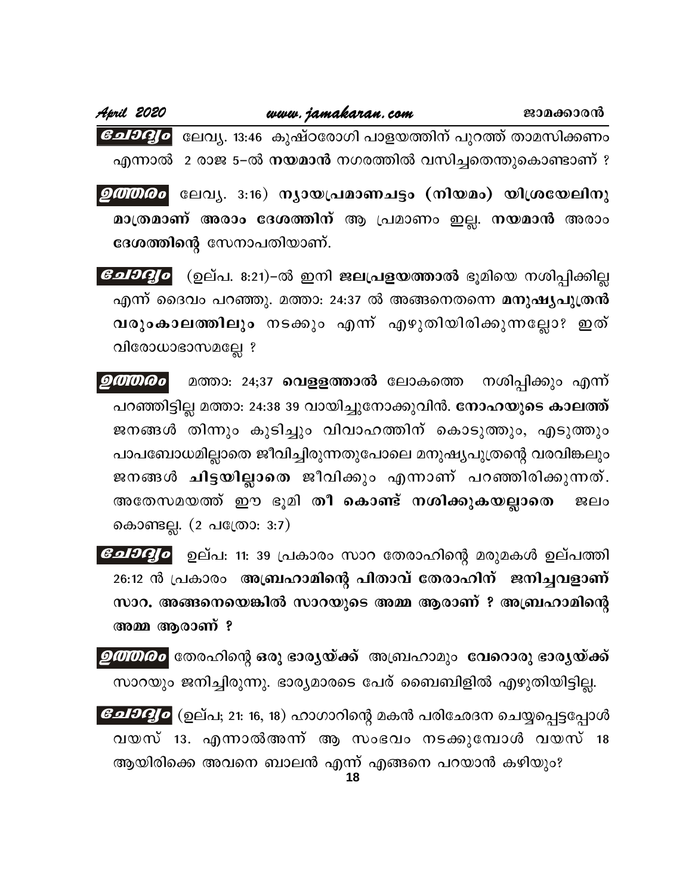**ചോദ്യം** ലേവ്യ. 13:46 കുഷ്ഠരോഗി പാളയത്തിന് പുറത്ത് താമസിക്കണം എന്നാൽ 2 രാജ 5–ൽ **നയമാൻ** നഗരത്തിൽ വസിച്ചതെന്തുകൊണ്ടാണ് ?

**ഉത്തരം** ലേവ്യ. 3:16) **ന്യായപ്രമാണചട്ടം (നിയമം) യിശ്രയേലിനു മാത്രമാണ് അരാം ദേശത്തിന്** ആ പ്രമാണം ഇല്ല. **നയമാൻ** അരാം **ദേശത്തിന്റെ** സേനാപതിയാണ്.

**ചോദ്യം** (ഉല്പ. 8:21)–ൽ ഇനി **ജലപ്രളയത്താൽ** ഭൂമിയെ നശിപ്പിക്കില്ല എന്ന് ദൈവം പറഞ്ഞു. മത്താ: 24:37 ൽ അങ്ങനെതന്നെ **മനുഷ്യപുത്രൻ വരുംകാലത്തിലും** നടക്കും എന്ന് എഴുതിയിരിക്കുന്നല്ലോ? ഇത് വിരോധാഭാസമല്ലേ ?

**ഉത്തരം** മത്താ: 24;37 **വെള്ളത്താൽ** ലോകത്തെ നശിപ്പിക്കും എന്ന് പറഞ്ഞിട്ടില്ല മത്താ: 24:38 39 വായിച്ചുനോക്കുവിൻ. **നോഹയുടെ കാലത്ത്** ജനങ്ങൾ തിന്നും കുടിച്ചും വിവാഹത്തിന് കൊടുത്തും, എടുത്തും പാപബോധമില്ലാതെ ജീവിച്ചിരുന്നതുപോലെ മനുഷ്യപുത്രന്റെ വരവിങ്കലും ജനങ്ങൾ **ചിട്ടയില്ലാതെ** ജീവിക്കും എന്നാണ് പറഞ്ഞിരിക്കുന്നത്. അതേസമയത്ത് ഈ ഭൂമി **തീ കൊണ്ട് നശിക്കുകയല്ലാതെ** ജലം കൊണ്ടല്ല. (2 പത്രോ: 3:7)

**ചോദ്യം** ഉല്പ: 11: 39 പ്രകാരം സാറ തേരാഹിന്റെ മരുമകൾ ഉല്പത്തി 26:12 ൻ പ്രകാരം **അബ്രഹാമിന്റെ പിതാവ് തേരാഹിന് ജനിച്ചവളാണ് സാറ. അങ്ങനെയെങ്കിൽ സാറയുടെ അമ്മ ആരാണ് ? അബ്രഹാമിന്റെ അമ്മ ആരാണ് ?**

**ഉത്തരം** തേരഹിന്റെ **ഒരു ഭാര്യയ്ക്ക്** അബ്രഹാമും **വേറൊരു ഭാര്യയ്ക്ക്** സാറയും ജനിച്ചിരുന്നു. ഭാര്യമാരടെ പേര് ബൈബിളിൽ എഴുതിയിട്ടില്ല.

**ചോദ്യം** (ഉല്പ; 21: 16, 18) ഹാഗാറിന്റെ മകൻ പരിഛേദന ചെയ്യപ്പെട്ടപ്പോൾ വയസ് 13. എന്നാൽഅന്ന് ആ സംഭവം നടക്കുമ്പോൾ വയസ് 18 ആയിരിക്കെ അവനെ ബാലൻ എന്ന് എങ്ങനെ പറയാൻ കഴിയും?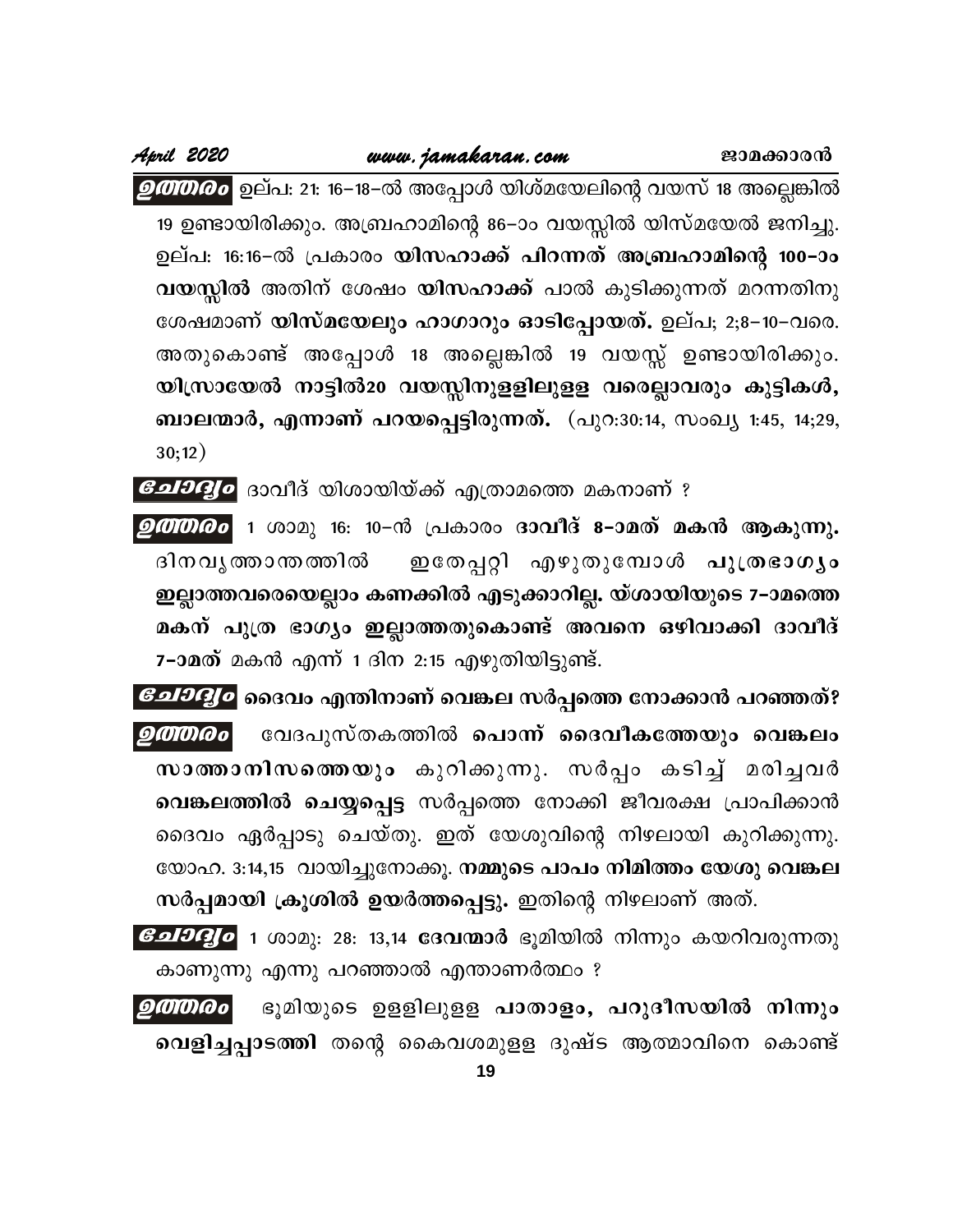**ഉത്തരം** ഉല്പ: 21: 16–18–ൽ അപ്പോൾ യിശ്മയേലിന്റെ വയസ് 18 അല്ലെങ്കിൽ 19 ഉണ്ടായിരിക്കും. അബ്രഹാമിന്റെ 86–ാം വയസ്സിൽ യിസ്മയേൽ ജനിച്ചു. ഉല്പ: 16:16–ൽ പ്രകാരം **യിസഹാക്ക് പിറന്നത് അബ്രഹാമിന്റെ 100–ാം വയസ്സിൽ** അതിന് ശേഷം **യിസഹാക്ക്** പാൽ കുടിക്കുന്നത് മറന്നതിനു ശേഷമാണ് **യിസ്മയേലും ഹാഗാറും ഓടിപ്പോയത്.** ഉല്പ; 2;8–10–വരെ. അതുകൊണ്ട് അപ്പോൾ 18 അല്ലെങ്കിൽ 19 വയസ്സ് ഉണ്ടായിരിക്കും. **യിസ്രായേൽ നാട്ടിൽ20 വയസ്സിനുള്ളിലുള്ള വരെല്ലാവരും കുട്ടികൾ, ബാലന്മാർ, എന്നാണ് പറയപ്പെട്ടിരുന്നത്.** (പുറ:30:14, സംഖ്യ 1:45, 14;29, 30;12)

**ചോദ്യം** ദാവീദ് യിശായിയ്ക്ക് എത്രാമത്തെ മകനാണ് ?

**ഉത്തരം** 1 ശാമു 16: 10–ൻ പ്രകാരം **ദാവീദ് 8–ാമത് മകൻ ആകുന്നു.** ദിനവൃത്താന്തത്തിൽ ഇതേപ്പറ്റി എഴുതുമ്പോൾ **പുത്രഭാഗ്യം ഇല്ലാത്തവരെയെല്ലാം കണക്കിൽ എടുക്കാറില്ല. യ്ശായിയുടെ 7–ാമത്തെ മകന് പുത്ര ഭാഗ്യം ഇല്ലാത്തതുകൊണ്ട് അവനെ ഒഴിവാക്കി ദാവീദ് 7–ാമത്** മകൻ എന്ന് 1 ദിന 2:15 എഴുതിയിട്ടുണ്ട്.

**ചോദ്യം ദൈവം എന്തിനാണ് വെങ്കല സർപ്പത്തെ നോക്കാൻ പറഞ്ഞത്?**

**ഉത്തരം** വേദപുസ്തകത്തിൽ **പൊന്ന് ദൈവീകത്തേയും വെങ്കലം സാത്താനിസത്തെയും** കുറിക്കുന്നു. സർപ്പം കടിച്ച് മരിച്ചവർ **വെങ്കലത്തിൽ ചെയ്യപ്പെട്ട** സർപ്പത്തെ നോക്കി ജീവരക്ഷ പ്രാപിക്കാൻ ദൈവം ഏർപ്പാടു ചെയ്തു. ഇത് യേശുവിന്റെ നിഴലായി കുറിക്കുന്നു. യോഹ. 3:14,15 വായിച്ചുനോക്കൂ. **നമ്മുടെ പാപം നിമിത്തം യേശു വെങ്കല സർപ്പമായി ക്രൂശിൽ ഉയർത്തപ്പെട്ടു.** ഇതിന്റെ നിഴലാണ് അത്.

**ചോദ്യം** 1 ശാമു: 28: 13,14 **ദേവന്മാർ** ഭൂമിയിൽ നിന്നും കയറിവരുന്നതു കാണുന്നു എന്നു പറഞ്ഞാൽ എന്താണർത്ഥം ?

**ഉത്തരം** ഭൂമിയുടെ ഉള്ളിലുള്ള **പാതാളം, പറുദീസയിൽ നിന്നും വെളിച്ചപ്പാടത്തി** തന്റെ കൈവശമുള്ള ദുഷ്ട ആത്മാവിനെ കൊണ്ട്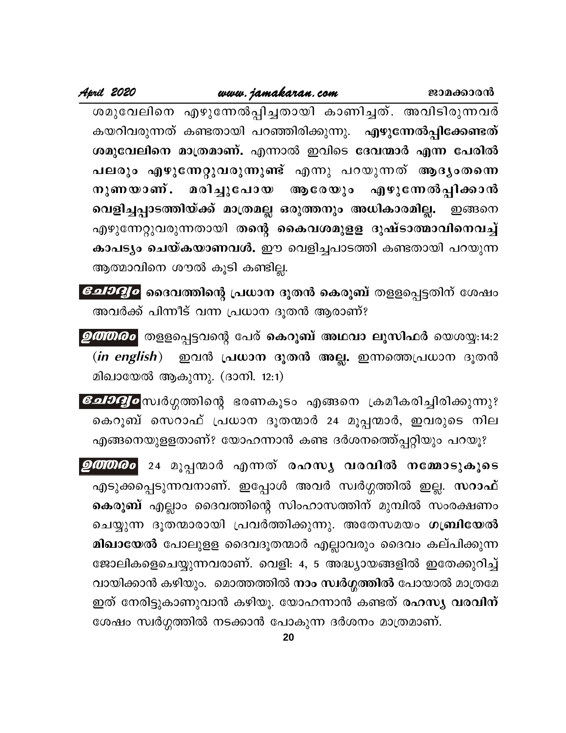ശമുവേലിനെ എഴുന്നേൽപ്പിച്ചതായി കാണിച്ചത്. അവിടിരുന്നവർ കയറിവരുന്നത് കണ്ടതായി പറഞ്ഞിരിക്കുന്നു. **എഴുന്നേൽപ്പിക്കേണ്ടത് ശമുവേലിനെ മാത്രമാണ്.** എന്നാൽ ഇവിടെ **ദേവന്മാർ എന്ന പേരിൽ പലരും എഴുന്നേറ്റുവരുന്നുണ്ട്** എന്നു പറയുന്നത് **ആദ്യംതന്നെ നുണയാണ്. മരിച്ചുപോയ ആരേയും എഴുന്നേൽപ്പിക്കാൻ വെളിച്ചപ്പാടത്തിയ്ക്ക് മാത്രമല്ല ഒരുത്തനും അധികാരമില്ല.** ഇങ്ങനെ എഴുന്നേറ്റുവരുന്നതായി **തന്റെ കൈവശമുള്ള ദുഷ്ടാത്മാവിനെവച്ച് കാപട്യം ചെയ്കയാണവൾ.** ഈ വെളിച്ചപാടത്തി കണ്ടതായി പറയുന്ന ആത്മാവിനെ ശൗൽ കൂടി കണ്ടില്ല.

***ചോദ്യം*** **ദൈവത്തിന്റെ പ്രധാന ദൂതൻ കെരൂബ്** തള്ളപ്പെട്ടതിന് ശേഷം അവർക്ക് പിന്നീട് വന്ന പ്രധാന ദൂതൻ ആരാണ്?

***ഉത്തരം*** തള്ളപ്പെട്ടവന്റെ പേര് **കെറൂബ് അഥവാ ലൂസിഫർ** യെശയ്യ:14:2 (***in english***) **ഇവൻ പ്രധാന ദൂതൻ അല്ല.** ഇന്നത്തെപ്രധാന ദൂതൻ മിഖായേൽ ആകുന്നു. (ദാനി. 12:1)

***ചോദ്യം*** സ്വർഗ്ഗത്തിന്റെ ഭരണകൂടം എങ്ങനെ ക്രമീകരിച്ചിരിക്കുന്നു? കെറൂബ് സെറാഫ് പ്രധാന ദൂതന്മാർ 24 മൂപ്പന്മാർ, ഇവരുടെ നില എങ്ങനെയുള്ളതാണ്? യോഹന്നാൻ കണ്ട ദർശനത്തെ്പ്പറ്റിയും പറയൂ?

***ഉത്തരം*** 24 മൂപ്പന്മാർ എന്നത് **രഹസ്യ വരവിൽ നമ്മോടുകൂടെ** എടുക്കപ്പെടുന്നവനാണ്. ഇപ്പോൾ അവർ സ്വർഗ്ഗത്തിൽ ഇല്ല. **സറാഫ് കെരൂബ്** എല്ലാം ദൈവത്തിന്റെ സിംഹാസത്തിന് മുമ്പിൽ സംരക്ഷണം ചെയ്യുന്ന ദൂതന്മാരായി പ്രവർത്തിക്കുന്നു. അതേസമയം **ഗബ്രിയേൽ മിഖായേൽ** പോലുള്ള ദൈവദൂതന്മാർ എല്ലാവരും ദൈവം കല്പിക്കുന്ന ജോലികളെചെയ്യുന്നവരാണ്. വെളി: 4, 5 അദ്ധ്യായങ്ങളിൽ ഇതേക്കുറിച്ച് വായിക്കാൻ കഴിയും. മൊത്തത്തിൽ **നാം സ്വർഗ്ഗത്തിൽ** പോയാൽ മാത്രമേ ഇത് നേരിട്ടുകാണുവാൻ കഴിയൂ. യോഹന്നാൻ കണ്ടത് **രഹസ്യ വരവിന്** ശേഷം സ്വർഗ്ഗത്തിൽ നടക്കാൻ പോകുന്ന ദർശനം മാത്രമാണ്.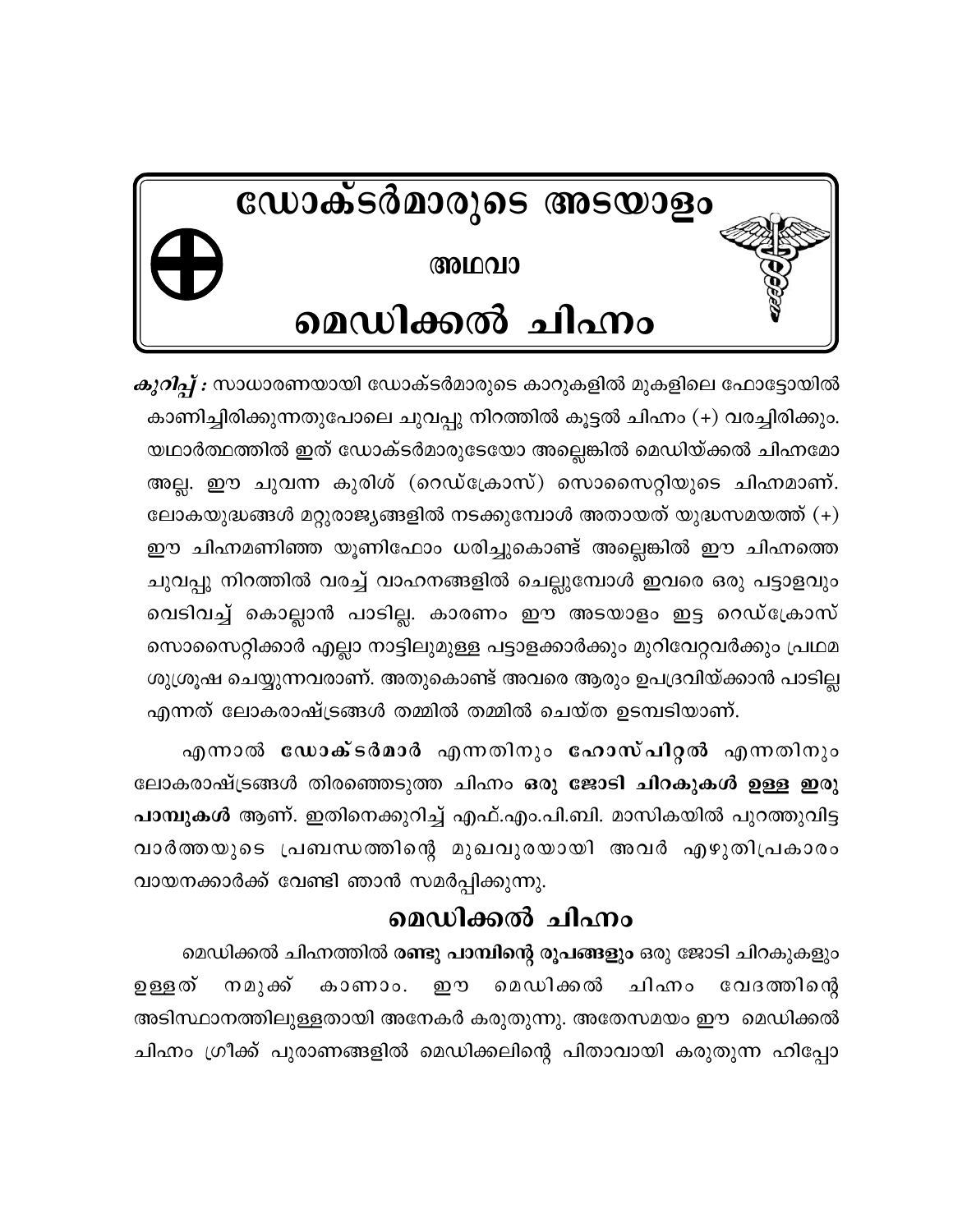# ഡോക്ടർമാരുടെ അടയാളം

## അഥവാ

# മെഡിക്കൽ ചിഹ്നം

***കുറിപ്പ് :*** സാധാരണയായി ഡോക്ടർമാരുടെ കാറുകളിൽ മുകളിലെ ഫോട്ടോയിൽ കാണിച്ചിരിക്കുന്നതുപോലെ ചുവപ്പു നിറത്തിൽ കൂട്ടൽ ചിഹ്നം (+) വരച്ചിരിക്കും. യഥാർത്ഥത്തിൽ ഇത് ഡോക്ടർമാരുടേയോ അല്ലെങ്കിൽ മെഡിയ്ക്കൽ ചിഹ്നമോ അല്ല. ഈ ചുവന്ന കുരിശ് (റെഡ്ക്രോസ്) സൊസൈറ്റിയുടെ ചിഹ്നമാണ്. ലോകയുദ്ധങ്ങൾ മറ്റുരാജ്യങ്ങളിൽ നടക്കുമ്പോൾ അതായത് യുദ്ധസമയത്ത് (+) ഈ ചിഹ്നമണിഞ്ഞ യൂണിഫോം ധരിച്ചുകൊണ്ട് അല്ലെങ്കിൽ ഈ ചിഹ്നത്തെ ചുവപ്പു നിറത്തിൽ വരച്ച് വാഹനങ്ങളിൽ ചെല്ലുമ്പോൾ ഇവരെ ഒരു പട്ടാളവും വെടിവച്ച് കൊല്ലാൻ പാടില്ല. കാരണം ഈ അടയാളം ഇട്ട റെഡ്ക്രോസ് സൊസൈറ്റിക്കാർ എല്ലാ നാട്ടിലുമുള്ള പട്ടാളക്കാർക്കും മുറിവേറ്റവർക്കും പ്രഥമ ശുശ്രൂഷ ചെയ്യുന്നവരാണ്. അതുകൊണ്ട് അവരെ ആരും ഉപദ്രവിയ്ക്കാൻ പാടില്ല എന്നത് ലോകരാഷ്ട്രങ്ങൾ തമ്മിൽ തമ്മിൽ ചെയ്ത ഉടമ്പടിയാണ്.

എന്നാൽ **ഡോക്ടർമാർ** എന്നതിനും **ഹോസ്പിറ്റൽ** എന്നതിനും ലോകരാഷ്ട്രങ്ങൾ തിരഞ്ഞെടുത്ത ചിഹ്നം **ഒരു ജോടി ചിറകുകൾ ഉള്ള ഇരു പാമ്പുകൾ** ആണ്. ഇതിനെക്കുറിച്ച് എഫ്.എം.പി.ബി. മാസികയിൽ പുറത്തുവിട്ട വാർത്തയുടെ പ്രബന്ധത്തിന്റെ മുഖവുരയായി അവർ എഴുതിപ്രകാരം വായനക്കാർക്ക് വേണ്ടി ഞാൻ സമർപ്പിക്കുന്നു.

## മെഡിക്കൽ ചിഹ്നം

മെഡിക്കൽ ചിഹ്നത്തിൽ **രണ്ടു പാമ്പിന്റെ രൂപങ്ങളും** ഒരു ജോടി ചിറകുകളും ഉള്ളത് നമുക്ക് കാണാം. ഈ മെഡിക്കൽ ചിഹ്നം വേദത്തിന്റെ അടിസ്ഥാനത്തിലുള്ളതായി അനേകർ കരുതുന്നു. അതേസമയം ഈ മെഡിക്കൽ ചിഹ്നം ഗ്രീക്ക് പുരാണങ്ങളിൽ മെഡിക്കലിന്റെ പിതാവായി കരുതുന്ന ഹിപ്പോ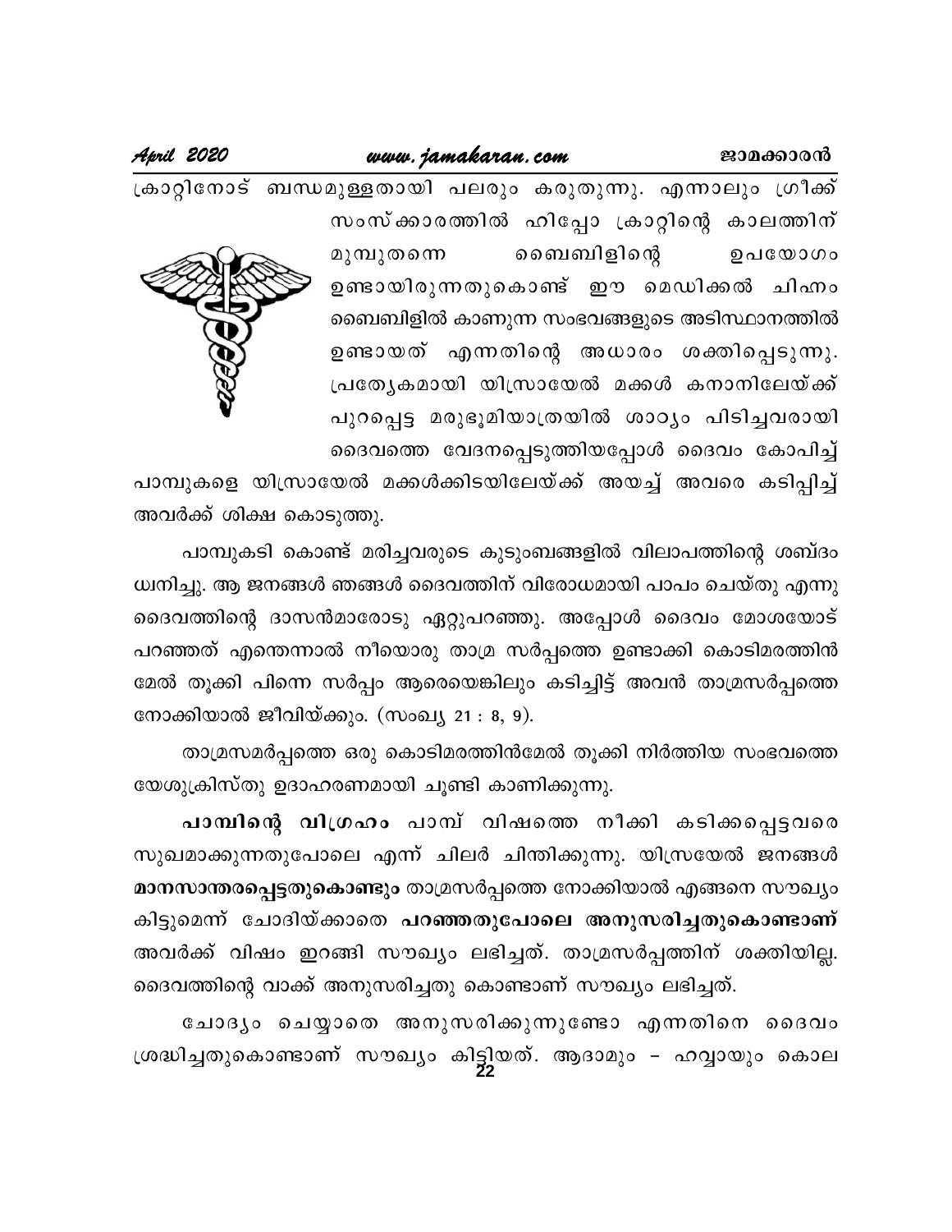ക്രാറ്റിനോട് ബന്ധമുള്ളതായി പലരും കരുതുന്നു. എന്നാലും ഗ്രീക്ക് സംസ്ക്കാരത്തിൽ ഹിപ്പോ ക്രാറ്റിന്റെ കാലത്തിന് മുമ്പുതന്നെ ബൈബിളിന്റെ ഉപയോഗം ഉണ്ടായിരുന്നതുകൊണ്ട് ഈ മെഡിക്കൽ ചിഹ്നം ബൈബിളിൽ കാണുന്ന സംഭവങ്ങളുടെ അടിസ്ഥാനത്തിൽ ഉണ്ടായത് എന്നതിന്റെ അധാരം ശക്തിപ്പെടുന്നു. പ്രത്യേകമായി യിസ്രായേൽ മക്കൾ കനാനിലേയ്ക്ക് പുറപ്പെട്ട മരുഭൂമിയാത്രയിൽ ശാഠ്യം പിടിച്ചവരായി ദൈവത്തെ വേദനപ്പെടുത്തിയപ്പോൾ ദൈവം കോപിച്ച് പാമ്പുകളെ യിസ്രായേൽ മക്കൾക്കിടയിലേയ്ക്ക് അയച്ച് അവരെ കടിപ്പിച്ച് അവർക്ക് ശിക്ഷ കൊടുത്തു.

പാമ്പുകടി കൊണ്ട് മരിച്ചവരുടെ കുടുംബങ്ങളിൽ വിലാപത്തിന്റെ ശബ്ദം ധ്വനിച്ചു. ആ ജനങ്ങൾ ഞങ്ങൾ ദൈവത്തിന് വിരോധമായി പാപം ചെയ്തു എന്നു ദൈവത്തിന്റെ ദാസൻമാരോടു ഏറ്റുപറഞ്ഞു. അപ്പോൾ ദൈവം മോശയോട് പറഞ്ഞത് എന്തെന്നാൽ നീയൊരു താമ്ര സർപ്പത്തെ ഉണ്ടാക്കി കൊടിമരത്തിൻ മേൽ തൂക്കി പിന്നെ സർപ്പം ആരെയെങ്കിലും കടിച്ചിട്ട് അവൻ താമ്രസർപ്പത്തെ നോക്കിയാൽ ജീവിയ്ക്കും. (സംഖ്യ 21 : 8, 9).

താമ്രസമർപ്പത്തെ ഒരു കൊടിമരത്തിൻമേൽ തൂക്കി നിർത്തിയ സംഭവത്തെ യേശുക്രിസ്തു ഉദാഹരണമായി ചൂണ്ടി കാണിക്കുന്നു.

**പാമ്പിന്റെ വിഗ്രഹം** പാമ്പ് വിഷത്തെ നീക്കി കടിക്കപ്പെട്ടവരെ സുഖമാക്കുന്നതുപോലെ എന്ന് ചിലർ ചിന്തിക്കുന്നു. യിസ്രയേൽ ജനങ്ങൾ **മാനസാന്തരപ്പെട്ടതുകൊണ്ടും** താമ്രസർപ്പത്തെ നോക്കിയാൽ എങ്ങനെ സൗഖ്യം കിട്ടുമെന്ന് ചോദിയ്ക്കാതെ **പറഞ്ഞതുപോലെ അനുസരിച്ചതുകൊണ്ടാണ്** അവർക്ക് വിഷം ഇറങ്ങി സൗഖ്യം ലഭിച്ചത്. താമ്രസർപ്പത്തിന് ശക്തിയില്ല. ദൈവത്തിന്റെ വാക്ക് അനുസരിച്ചതു കൊണ്ടാണ് സൗഖ്യം ലഭിച്ചത്.

ചോദ്യം ചെയ്യാതെ അനുസരിക്കുന്നുണ്ടോ എന്നതിനെ ദൈവം ശ്രദ്ധിച്ചതുകൊണ്ടാണ് സൗഖ്യം കിട്ടിയത്. ആദാമും – ഹവ്വായും കൊല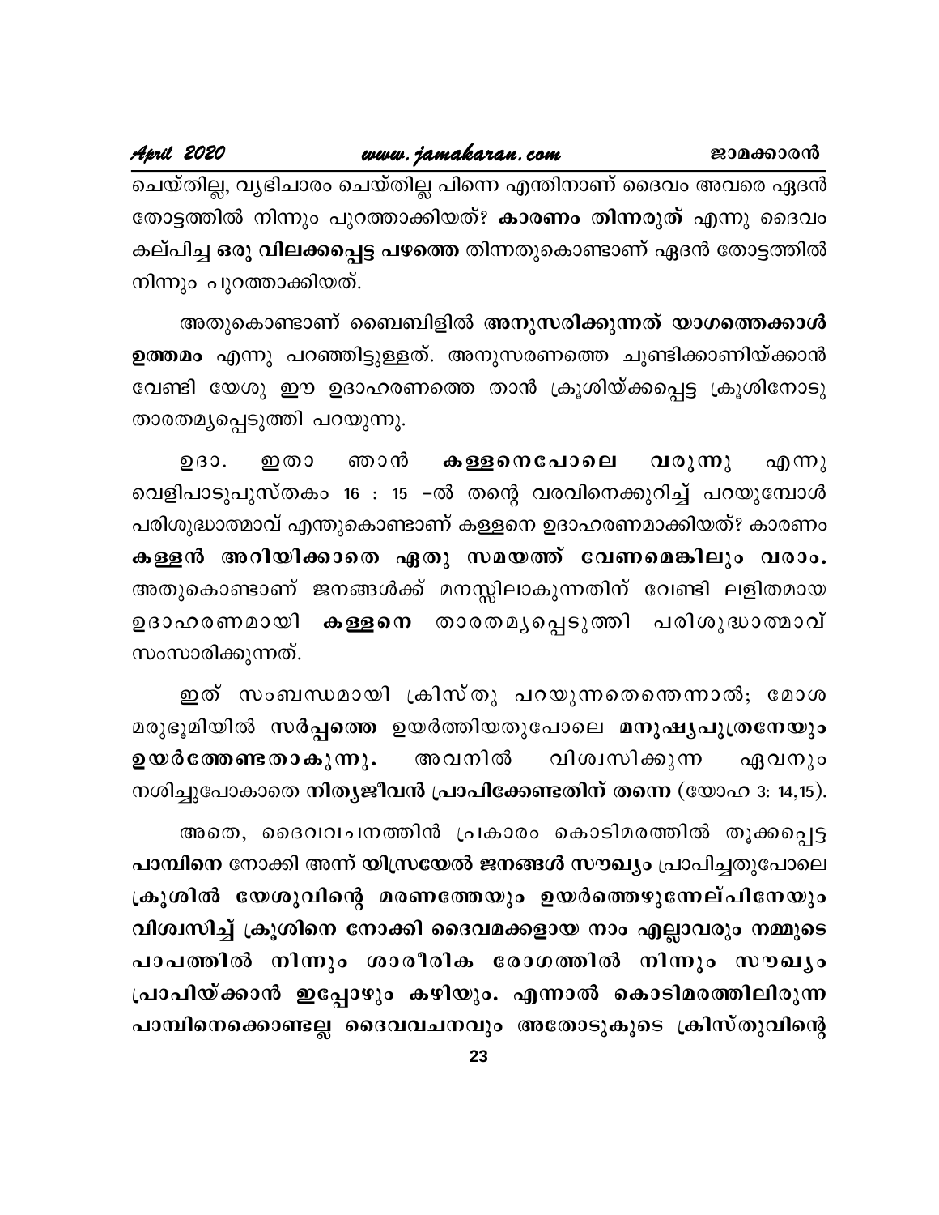ചെയ്തില്ല, വ്യഭിചാരം ചെയ്തില്ല പിന്നെ എന്തിനാണ് ദൈവം അവരെ ഏദൻ തോട്ടത്തിൽ നിന്നും പുറത്താക്കിയത്? **കാരണം തിന്നരുത്** എന്നു ദൈവം കല്പിച്ച **ഒരു വിലക്കപ്പെട്ട പഴത്തെ** തിന്നതുകൊണ്ടാണ് ഏദൻ തോട്ടത്തിൽ നിന്നും പുറത്താക്കിയത്.

അതുകൊണ്ടാണ് ബൈബിളിൽ **അനുസരിക്കുന്നത് യാഗത്തെക്കാൾ ഉത്തമം** എന്നു പറഞ്ഞിട്ടുള്ളത്. അനുസരണത്തെ ചൂണ്ടിക്കാണിയ്ക്കാൻ വേണ്ടി യേശു ഈ ഉദാഹരണത്തെ താൻ ക്രൂശിയ്ക്കപ്പെട്ട ക്രൂശിനോടു താരതമ്യപ്പെടുത്തി പറയുന്നു.

ഉദാ. ഇതാ ഞാൻ **കള്ളനെപോലെ വരുന്നു** എന്നു വെളിപാടുപുസ്തകം 16 : 15 –ൽ തന്റെ വരവിനെക്കുറിച്ച് പറയുമ്പോൾ പരിശുദ്ധാത്മാവ് എന്തുകൊണ്ടാണ് കള്ളനെ ഉദാഹരണമാക്കിയത്? കാരണം **കള്ളൻ അറിയിക്കാതെ ഏതു സമയത്ത് വേണമെങ്കിലും വരാം.** അതുകൊണ്ടാണ് ജനങ്ങൾക്ക് മനസ്സിലാകുന്നതിന് വേണ്ടി ലളിതമായ ഉദാഹരണമായി **കള്ളനെ** താരതമ്യപ്പെടുത്തി പരിശുദ്ധാത്മാവ് സംസാരിക്കുന്നത്.

ഇത് സംബന്ധമായി ക്രിസ്തു പറയുന്നതെന്തെന്നാൽ; മോശ മരുഭൂമിയിൽ **സർപ്പത്തെ** ഉയർത്തിയതുപോലെ **മനുഷ്യപുത്രനേയും ഉയർത്തേണ്ടതാകുന്നു.** അവനിൽ വിശ്വസിക്കുന്ന ഏവനും നശിച്ചുപോകാതെ **നിത്യജീവൻ പ്രാപിക്കേണ്ടതിന് തന്നെ** (യോഹ 3: 14,15).

അതെ, ദൈവവചനത്തിൻ പ്രകാരം കൊടിമരത്തിൽ തൂക്കപ്പെട്ട **പാമ്പിനെ** നോക്കി അന്ന് **യിസ്രയേൽ ജനങ്ങൾ സൗഖ്യം** പ്രാപിച്ചതുപോലെ **ക്രൂശിൽ യേശുവിന്റെ മരണത്തേയും ഉയർത്തെഴുന്നേല്പിനേയും വിശ്വസിച്ച് ക്രൂശിനെ നോക്കി ദൈവമക്കളായ നാം എല്ലാവരും നമ്മുടെ പാപത്തിൽ നിന്നും ശാരീരിക രോഗത്തിൽ നിന്നും സൗഖ്യം പ്രാപിയ്ക്കാൻ ഇപ്പോഴും കഴിയും. എന്നാൽ കൊടിമരത്തിലിരുന്ന പാമ്പിനെക്കൊണ്ടല്ല ദൈവവചനവും അതോടുകൂടെ ക്രിസ്തുവിന്റെ**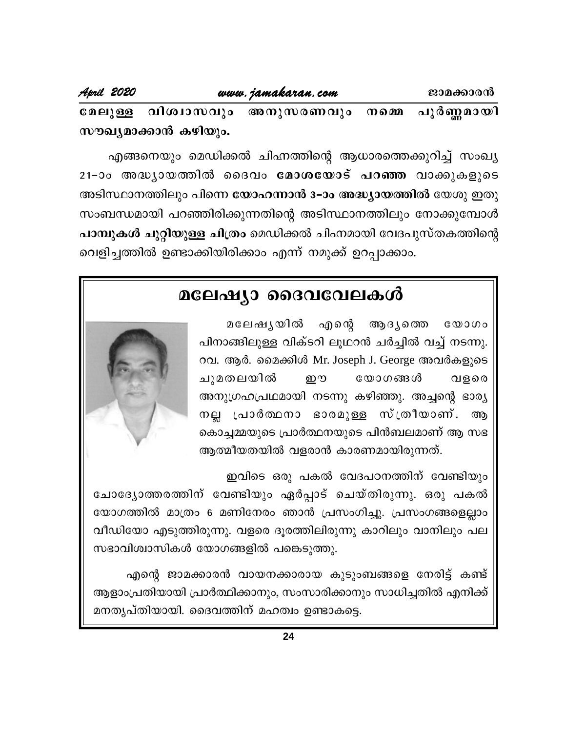**മേലുള്ള വിശ്വാസവും അനുസരണവും നമ്മെ പൂർണ്ണമായി സൗഖ്യമാക്കാൻ കഴിയും.**

എങ്ങനെയും മെഡിക്കൽ ചിഹ്നത്തിന്റെ ആധാരത്തെക്കുറിച്ച് സംഖ്യ 21–ാം അദ്ധ്യായത്തിൽ ദൈവം **മോശയോട് പറഞ്ഞ** വാക്കുകളുടെ അടിസ്ഥാനത്തിലും പിന്നെ **യോഹന്നാൻ 3–ാം അദ്ധ്യായത്തിൽ** യേശു ഇതു സംബന്ധമായി പറഞ്ഞിരിക്കുന്നതിന്റെ അടിസ്ഥാനത്തിലും നോക്കുമ്പോൾ **പാമ്പുകൾ ചുറ്റിയുള്ള ചിത്രം** മെഡിക്കൽ ചിഹ്നമായി വേദപുസ്തകത്തിന്റെ വെളിച്ചത്തിൽ ഉണ്ടാക്കിയിരിക്കാം എന്ന് നമുക്ക് ഉറപ്പാക്കാം.

## മലേഷ്യാ ദൈവവേലകൾ

മലേഷ്യയിൽ എന്റെ ആദ്യത്തെ യോഗം പിനാങ്ങിലുള്ള വിക്ടറി ലൂഥറൻ ചർച്ചിൽ വച്ച് നടന്നു. റവ. ആർ. മൈക്കിൾ Mr. Joseph J. George അവർകളുടെ ചുമതലയിൽ ഈ യോഗങ്ങൾ വളരെ അനുഗ്രഹപ്രദമായി നടന്നു കഴിഞ്ഞു. അച്ചന്റെ ഭാര്യ നല്ല പ്രാർത്ഥനാ ഭാരമുള്ള സ്ത്രീയാണ്. ആ കൊച്ചമ്മയുടെ പ്രാർത്ഥനയുടെ പിൻബലമാണ് ആ സഭ ആത്മീയതയിൽ വളരാൻ കാരണമായിരുന്നത്.

ഇവിടെ ഒരു പകൽ വേദപഠനത്തിന് വേണ്ടിയും ചോദ്യോത്തരത്തിന് വേണ്ടിയും ഏർപ്പാട് ചെയ്തിരുന്നു. ഒരു പകൽ യോഗത്തിൽ മാത്രം 6 മണിനേരം ഞാൻ പ്രസംഗിച്ചു. പ്രസംഗങ്ങളെല്ലാം വീഡിയോ എടുത്തിരുന്നു. വളരെ ദൂരത്തിലിരുന്നു കാറിലും വാനിലും പല സഭാവിശ്വാസികൾ യോഗങ്ങളിൽ പങ്കെടുത്തു.

എന്റെ ജാമക്കാരൻ വായനക്കാരായ കുടുംബങ്ങളെ നേരിട്ട് കണ്ട് ആളാംപ്രതിയായി പ്രാർത്ഥിക്കാനും, സംസാരിക്കാനും സാധിച്ചതിൽ എനിക്ക് മനതൃപ്തിയായി. ദൈവത്തിന് മഹത്വം ഉണ്ടാകട്ടെ.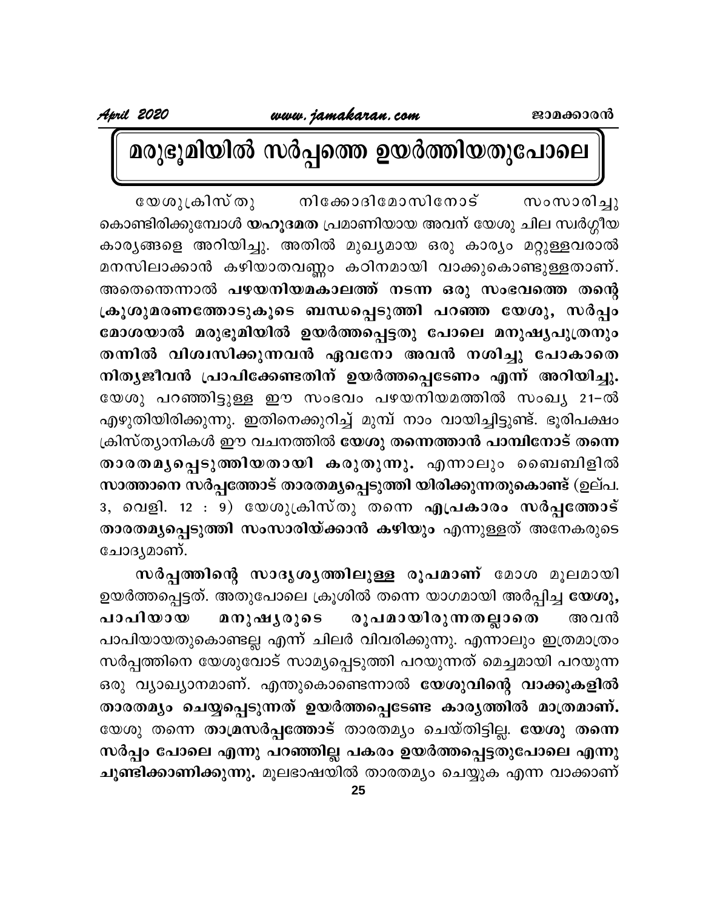# മരുഭൂമിയിൽ സർപ്പത്തെ ഉയർത്തിയതുപോലെ

യേശുക്രിസ്തു നിക്കോദിമോസിനോട് സംസാരിച്ചു കൊണ്ടിരിക്കുമ്പോൾ **യഹൂദമത** പ്രമാണിയായ അവന് യേശു ചില സ്വർഗ്ഗീയ കാര്യങ്ങളെ അറിയിച്ചു. അതിൽ മുഖ്യമായ ഒരു കാര്യം മറ്റുള്ളവരാൽ മനസിലാക്കാൻ കഴിയാതവണ്ണം കഠിനമായി വാക്കുകൊണ്ടുള്ളതാണ്. അതെന്തെന്നാൽ **പഴയനിയമകാലത്ത് നടന്ന ഒരു സംഭവത്തെ തന്റെ ക്രൂശുമരണത്തോടുകൂടെ ബന്ധപ്പെടുത്തി പറഞ്ഞ യേശു, സർപ്പം മോശയാൽ മരുഭൂമിയിൽ ഉയർത്തപ്പെട്ടതു പോലെ മനുഷ്യപുത്രനും തന്നിൽ വിശ്വസിക്കുന്നവൻ ഏവനോ അവൻ നശിച്ചു പോകാതെ നിത്യജീവൻ പ്രാപിക്കേണ്ടതിന് ഉയർത്തപ്പെടേണം എന്ന് അറിയിച്ചു.** യേശു പറഞ്ഞിട്ടുള്ള ഈ സംഭവം പഴയനിയമത്തിൽ സംഖ്യ 21–ൽ എഴുതിയിരിക്കുന്നു. ഇതിനെക്കുറിച്ച് മുമ്പ് നാം വായിച്ചിട്ടുണ്ട്. ഭൂരിപക്ഷം ക്രിസ്ത്യാനികൾ ഈ വചനത്തിൽ **യേശു തന്നെത്താൻ പാമ്പിനോട് തന്നെ താരതമ്യപ്പെടുത്തിയതായി കരുതുന്നു.** എന്നാലും ബൈബിളിൽ **സാത്താനെ സർപ്പത്തോട് താരതമ്യപ്പെടുത്തി യിരിക്കുന്നതുകൊണ്ട്** (ഉല്പ. 3, വെളി. 12 : 9) യേശുക്രിസ്തു തന്നെ **എപ്രകാരം സർപ്പത്തോട് താരതമ്യപ്പെടുത്തി സംസാരിയ്ക്കാൻ കഴിയും** എന്നുള്ളത് അനേകരുടെ ചോദ്യമാണ്.

**സർപ്പത്തിന്റെ സാദൃശ്യത്തിലുള്ള രൂപമാണ്** മോശ മൂലമായി ഉയർത്തപ്പെട്ടത്. അതുപോലെ ക്രൂശിൽ തന്നെ യാഗമായി അർപ്പിച്ച **യേശു, പാപിയായ മനുഷ്യരുടെ രൂപമായിരുന്നതല്ലാതെ** അവൻ പാപിയായതുകൊണ്ടല്ല എന്ന് ചിലർ വിവരിക്കുന്നു. എന്നാലും ഇത്രമാത്രം സർപ്പത്തിനെ യേശുവോട് സാമ്യപ്പെടുത്തി പറയുന്നത് മെച്ചമായി പറയുന്ന ഒരു വ്യാഖ്യാനമാണ്. എന്തുകൊണ്ടെന്നാൽ **യേശുവിന്റെ വാക്കുകളിൽ താരതമ്യം ചെയ്യപ്പെടുന്നത് ഉയർത്തപ്പെടേണ്ട കാര്യത്തിൽ മാത്രമാണ്.** യേശു തന്നെ താമ്രസർപ്പത്തോട് താരതമ്യം ചെയ്തിട്ടില്ല. **യേശു തന്നെ സർപ്പം പോലെ എന്നു പറഞ്ഞില്ല പകരം ഉയർത്തപ്പെട്ടതുപോലെ എന്നു ചൂണ്ടിക്കാണിക്കുന്നു.** മൂലഭാഷയിൽ താരതമ്യം ചെയ്യുക എന്ന വാക്കാണ്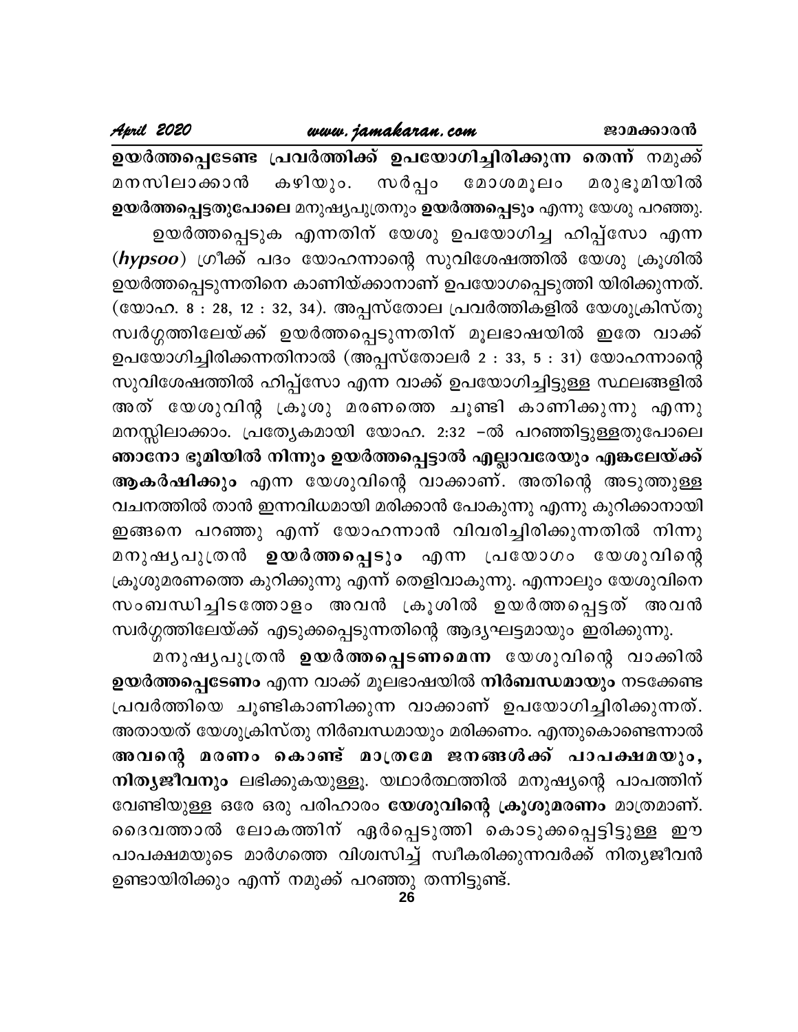**ഉയർത്തപ്പെടേണ്ട പ്രവർത്തിക്ക് ഉപയോഗിച്ചിരിക്കുന്ന തെന്ന്** നമുക്ക് മനസിലാക്കാൻ കഴിയും. സർപ്പം മോശമൂലം മരുഭൂമിയിൽ **ഉയർത്തപ്പെട്ടതുപോലെ** മനുഷ്യപുത്രനും **ഉയർത്തപ്പെടും** എന്നു യേശു പറഞ്ഞു.

ഉയർത്തപ്പെടുക എന്നതിന് യേശു ഉപയോഗിച്ച ഹിപ്സോ എന്ന (***hypsoo***) ഗ്രീക്ക് പദം യോഹന്നാന്റെ സുവിശേഷത്തിൽ യേശു ക്രൂശിൽ ഉയർത്തപ്പെടുന്നതിനെ കാണിയ്ക്കാനാണ് ഉപയോഗപ്പെടുത്തി യിരിക്കുന്നത്. (യോഹ. 8 : 28, 12 : 32, 34). അപ്പസ്തോല പ്രവർത്തികളിൽ യേശുക്രിസ്തു സ്വർഗ്ഗത്തിലേയ്ക്ക് ഉയർത്തപ്പെടുന്നതിന് മൂലഭാഷയിൽ ഇതേ വാക്ക് ഉപയോഗിച്ചിരിക്കന്നതിനാൽ (അപ്പസ്തോലർ 2 : 33, 5 : 31) യോഹന്നാന്റെ സുവിശേഷത്തിൽ ഹിപ്സോ എന്ന വാക്ക് ഉപയോഗിച്ചിട്ടുള്ള സ്ഥലങ്ങളിൽ അത് യേശുവിന്റ ക്രൂശു മരണത്തെ ചൂണ്ടി കാണിക്കുന്നു എന്നു മനസ്സിലാക്കാം. പ്രത്യേകമായി യോഹ. 2:32 –ൽ പറഞ്ഞിട്ടുള്ളതുപോലെ **ഞാനോ ഭൂമിയിൽ നിന്നും ഉയർത്തപ്പെട്ടാൽ എല്ലാവരേയും എങ്കലേയ്ക്ക് ആകർഷിക്കും** എന്ന യേശുവിന്റെ വാക്കാണ്. അതിന്റെ അടുത്തുള്ള വചനത്തിൽ താൻ ഇന്നവിധമായി മരിക്കാൻ പോകുന്നു എന്നു കുറിക്കാനായി ഇങ്ങനെ പറഞ്ഞു എന്ന് യോഹന്നാൻ വിവരിച്ചിരിക്കുന്നതിൽ നിന്നു മനുഷ്യപുത്രൻ **ഉയർത്തപ്പെടും** എന്ന പ്രയോഗം യേശുവിന്റെ ക്രൂശുമരണത്തെ കുറിക്കുന്നു എന്ന് തെളിവാകുന്നു. എന്നാലും യേശുവിനെ സംബന്ധിച്ചിടത്തോളം അവൻ ക്രൂശിൽ ഉയർത്തപ്പെട്ടത് അവൻ സ്വർഗ്ഗത്തിലേയ്ക്ക് എടുക്കപ്പെടുന്നതിന്റെ ആദ്യഘട്ടമായും ഇരിക്കുന്നു.

മനുഷ്യപുത്രൻ **ഉയർത്തപ്പെടണമെന്ന** യേശുവിന്റെ വാക്കിൽ **ഉയർത്തപ്പെടേണം** എന്ന വാക്ക് മൂലഭാഷയിൽ **നിർബന്ധമായും** നടക്കേണ്ട പ്രവർത്തിയെ ചൂണ്ടികാണിക്കുന്ന വാക്കാണ് ഉപയോഗിച്ചിരിക്കുന്നത്. അതായത് യേശുക്രിസ്തു നിർബന്ധമായും മരിക്കണം. എന്തുകൊണ്ടെന്നാൽ **അവന്റെ മരണം കൊണ്ട് മാത്രമേ ജനങ്ങൾക്ക് പാപക്ഷമയും, നിത്യജീവനും** ലഭിക്കുകയുള്ളൂ. യഥാർത്ഥത്തിൽ മനുഷ്യന്റെ പാപത്തിന് വേണ്ടിയുള്ള ഒരേ ഒരു പരിഹാരം **യേശുവിന്റെ ക്രൂശുമരണം** മാത്രമാണ്. ദൈവത്താൽ ലോകത്തിന് ഏർപ്പെടുത്തി കൊടുക്കപ്പെട്ടിട്ടുള്ള ഈ പാപക്ഷമയുടെ മാർഗത്തെ വിശ്വസിച്ച് സ്വീകരിക്കുന്നവർക്ക് നിത്യജീവൻ ഉണ്ടായിരിക്കും എന്ന് നമുക്ക് പറഞ്ഞു തന്നിട്ടുണ്ട്.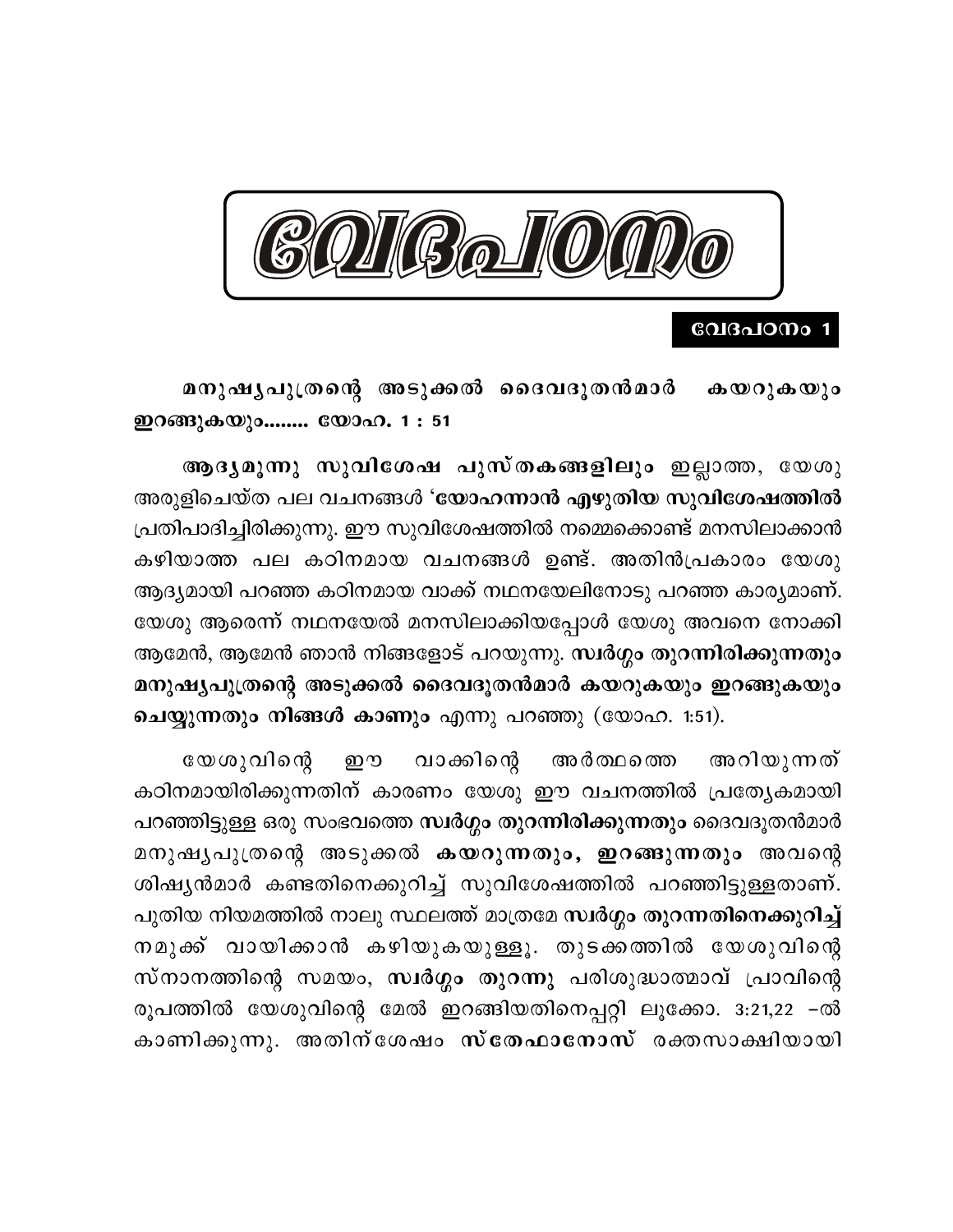# വേദപഠനം

## വേദപഠനം 1

**മനുഷ്യപുത്രന്റെ അടുക്കൽ ദൈവദൂതൻമാർ കയറുകയും ഇറങ്ങുകയും........ യോഹ. 1 : 51**

**ആദ്യമൂന്നു സുവിശേഷ പുസ്തകങ്ങളിലും** ഇല്ലാത്ത, യേശു അരുളിചെയ്ത പല വചനങ്ങൾ '**യോഹന്നാൻ എഴുതിയ സുവിശേഷത്തിൽ** പ്രതിപാദിച്ചിരിക്കുന്നു. ഈ സുവിശേഷത്തിൽ നമ്മെക്കൊണ്ട് മനസിലാക്കാൻ കഴിയാത്ത പല കഠിനമായ വചനങ്ങൾ ഉണ്ട്. അതിൻപ്രകാരം യേശു ആദ്യമായി പറഞ്ഞ കഠിനമായ വാക്ക് നഥനയേലിനോടു പറഞ്ഞ കാര്യമാണ്. യേശു ആരെന്ന് നഥനയേൽ മനസിലാക്കിയപ്പോൾ യേശു അവനെ നോക്കി ആമേൻ, ആമേൻ ഞാൻ നിങ്ങളോട് പറയുന്നു. **സ്വർഗ്ഗം തുറന്നിരിക്കുന്നതും മനുഷ്യപുത്രന്റെ അടുക്കൽ ദൈവദൂതൻമാർ കയറുകയും ഇറങ്ങുകയും ചെയ്യുന്നതും നിങ്ങൾ കാണും** എന്നു പറഞ്ഞു (യോഹ. 1:51).

യേശുവിന്റെ ഈ വാക്കിന്റെ അർത്ഥത്തെ അറിയുന്നത് കഠിനമായിരിക്കുന്നതിന് കാരണം യേശു ഈ വചനത്തിൽ പ്രത്യേകമായി പറഞ്ഞിട്ടുള്ള ഒരു സംഭവത്തെ **സ്വർഗ്ഗം തുറന്നിരിക്കുന്നതും** ദൈവദൂതൻമാർ മനുഷ്യപുത്രന്റെ അടുക്കൽ **കയറുന്നതും, ഇറങ്ങുന്നതും** അവന്റെ ശിഷ്യൻമാർ കണ്ടതിനെക്കുറിച്ച് സുവിശേഷത്തിൽ പറഞ്ഞിട്ടുള്ളതാണ്. പുതിയ നിയമത്തിൽ നാലു സ്ഥലത്ത് മാത്രമേ **സ്വർഗ്ഗം തുറന്നതിനെക്കുറിച്ച്** നമുക്ക് വായിക്കാൻ കഴിയുകയുള്ളൂ. തുടക്കത്തിൽ യേശുവിന്റെ സ്നാനത്തിന്റെ സമയം, **സ്വർഗ്ഗം തുറന്നു** പരിശുദ്ധാത്മാവ് പ്രാവിന്റെ രൂപത്തിൽ യേശുവിന്റെ മേൽ ഇറങ്ങിയതിനെപ്പറ്റി ലൂക്കോ. 3:21,22 –ൽ കാണിക്കുന്നു. അതിന്ശേഷം **സ്തേഫാനോസ്** രക്തസാക്ഷിയായി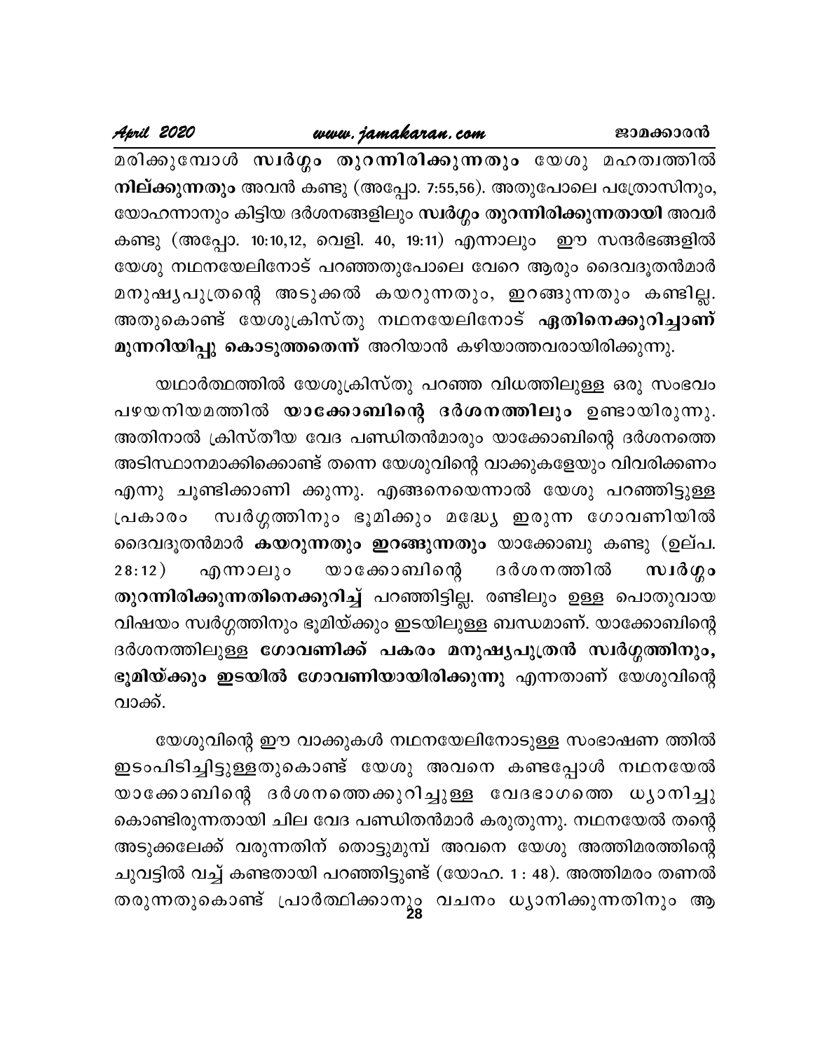മരിക്കുമ്പോൾ **സ്വർഗ്ഗം തുറന്നിരിക്കുന്നതും** യേശു മഹത്വത്തിൽ **നില്ക്കുന്നതും** അവൻ കണ്ടു (അപ്പോ. 7:55,56). അതുപോലെ പത്രോസിനും, യോഹന്നാനും കിട്ടിയ ദർശനങ്ങളിലും **സ്വർഗ്ഗം തുറന്നിരിക്കുന്നതായി** അവർ കണ്ടു (അപ്പോ. 10:10,12, വെളി. 40, 19:11) എന്നാലും ഈ സന്ദർഭങ്ങളിൽ യേശു നഥനയേലിനോട് പറഞ്ഞതുപോലെ വേറെ ആരും ദൈവദൂതൻമാർ മനുഷ്യപുത്രന്റെ അടുക്കൽ കയറുന്നതും, ഇറങ്ങുന്നതും കണ്ടില്ല. അതുകൊണ്ട് യേശുക്രിസ്തു നഥനയേലിനോട് **ഏതിനെക്കുറിച്ചാണ് മുന്നറിയിപ്പു കൊടുത്തതെന്ന്** അറിയാൻ കഴിയാത്തവരായിരിക്കുന്നു.

യഥാർത്ഥത്തിൽ യേശുക്രിസ്തു പറഞ്ഞ വിധത്തിലുള്ള ഒരു സംഭവം പഴയനിയമത്തിൽ **യാക്കോബിന്റെ ദർശനത്തിലും** ഉണ്ടായിരുന്നു. അതിനാൽ ക്രിസ്തീയ വേദ പണ്ഡിതൻമാരും യാക്കോബിന്റെ ദർശനത്തെ അടിസ്ഥാനമാക്കിക്കൊണ്ട് തന്നെ യേശുവിന്റെ വാക്കുകളേയും വിവരിക്കണം എന്നു ചൂണ്ടിക്കാണി ക്കുന്നു. എങ്ങനെയെന്നാൽ യേശു പറഞ്ഞിട്ടുള്ള പ്രകാരം സ്വർഗ്ഗത്തിനും ഭൂമിക്കും മദ്ധ്യേ ഇരുന്ന ഗോവണിയിൽ ദൈവദൂതൻമാർ **കയറുന്നതും ഇറങ്ങുന്നതും** യാക്കോബു കണ്ടു (ഉല്പ. 28:12) എന്നാലും യാക്കോബിന്റെ ദർശനത്തിൽ **സ്വർഗ്ഗം തുറന്നിരിക്കുന്നതിനെക്കുറിച്ച്** പറഞ്ഞിട്ടില്ല. രണ്ടിലും ഉള്ള പൊതുവായ വിഷയം സ്വർഗ്ഗത്തിനും ഭൂമിയ്ക്കും ഇടയിലുള്ള ബന്ധമാണ്. യാക്കോബിന്റെ ദർശനത്തിലുള്ള **ഗോവണിക്ക് പകരം മനുഷ്യപുത്രൻ സ്വർഗ്ഗത്തിനും, ഭൂമിയ്ക്കും ഇടയിൽ ഗോവണിയായിരിക്കുന്നു** എന്നതാണ് യേശുവിന്റെ വാക്ക്.

യേശുവിന്റെ ഈ വാക്കുകൾ നഥനയേലിനോടുള്ള സംഭാഷണ ത്തിൽ ഇടംപിടിച്ചിട്ടുള്ളതുകൊണ്ട് യേശു അവനെ കണ്ടപ്പോൾ നഥനയേൽ യാക്കോബിന്റെ ദർശനത്തെക്കുറിച്ചുള്ള വേദഭാഗത്തെ ധ്യാനിച്ചു കൊണ്ടിരുന്നതായി ചില വേദ പണ്ഡിതൻമാർ കരുതുന്നു. നഥനയേൽ തന്റെ അടുക്കലേക്ക് വരുന്നതിന് തൊട്ടുമുമ്പ് അവനെ യേശു അത്തിമരത്തിന്റെ ചുവട്ടിൽ വച്ച് കണ്ടതായി പറഞ്ഞിട്ടുണ്ട് (യോഹ. 1 : 48). അത്തിമരം തണൽ തരുന്നതുകൊണ്ട് പ്രാർത്ഥിക്കാനും വചനം ധ്യാനിക്കുന്നതിനും ആ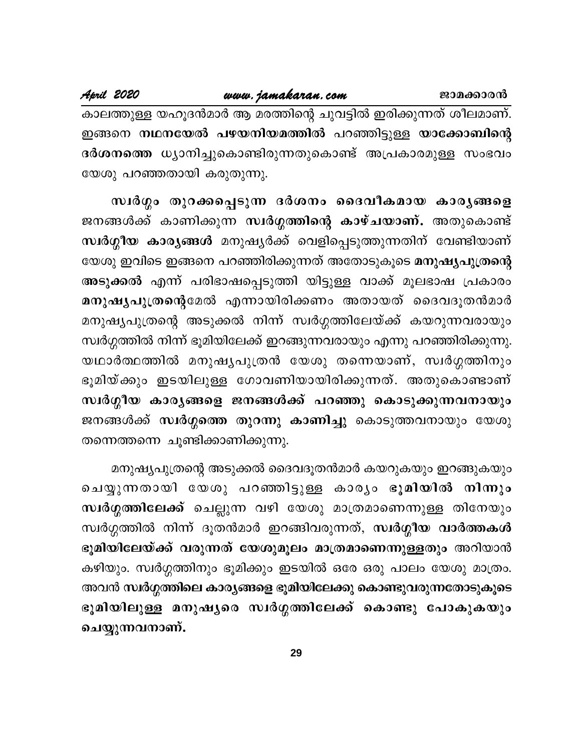കാലത്തുള്ള യഹൂദൻമാർ ആ മരത്തിന്റെ ചുവട്ടിൽ ഇരിക്കുന്നത് ശീലമാണ്. ഇങ്ങനെ **നഥനയേൽ പഴയനിയമത്തിൽ** പറഞ്ഞിട്ടുള്ള **യാക്കോബിന്റെ ദർശനത്തെ** ധ്യാനിച്ചുകൊണ്ടിരുന്നതുകൊണ്ട് അപ്രകാരമുള്ള സംഭവം യേശു പറഞ്ഞതായി കരുതുന്നു.

**സ്വർഗ്ഗം തുറക്കപ്പെടുന്ന ദർശനം ദൈവീകമായ കാര്യങ്ങളെ** ജനങ്ങൾക്ക് കാണിക്കുന്ന **സ്വർഗ്ഗത്തിന്റെ കാഴ്ചയാണ്.** അതുകൊണ്ട് **സ്വർഗ്ഗീയ കാര്യങ്ങൾ** മനുഷ്യർക്ക് വെളിപ്പെടുത്തുന്നതിന് വേണ്ടിയാണ് യേശു ഇവിടെ ഇങ്ങനെ പറഞ്ഞിരിക്കുന്നത് അതോടുകൂടെ **മനുഷ്യപുത്രന്റെ അടുക്കൽ** എന്ന് പരിഭാഷപ്പെടുത്തി യിട്ടുള്ള വാക്ക് മൂലഭാഷ പ്രകാരം **മനുഷ്യപുത്രന്റെ**മേൽ എന്നായിരിക്കണം അതായത് ദൈവദൂതൻമാർ മനുഷ്യപുത്രന്റെ അടുക്കൽ നിന്ന് സ്വർഗ്ഗത്തിലേയ്ക്ക് കയറുന്നവരായും സ്വർഗ്ഗത്തിൽ നിന്ന് ഭൂമിയിലേക്ക് ഇറങ്ങുന്നവരായും എന്നു പറഞ്ഞിരിക്കുന്നു. യഥാർത്ഥത്തിൽ മനുഷ്യപുത്രൻ യേശു തന്നെയാണ്, സ്വർഗ്ഗത്തിനും ഭൂമിയ്ക്കും ഇടയിലുള്ള ഗോവണിയായിരിക്കുന്നത്. അതുകൊണ്ടാണ് **സ്വർഗ്ഗീയ കാര്യങ്ങളെ ജനങ്ങൾക്ക് പറഞ്ഞു കൊടുക്കുന്നവനായും** ജനങ്ങൾക്ക് **സ്വർഗ്ഗത്തെ തുറന്നു കാണിച്ചു** കൊടുത്തവനായും യേശു തന്നെത്തന്നെ ചൂണ്ടിക്കാണിക്കുന്നു.

മനുഷ്യപുത്രന്റെ അടുക്കൽ ദൈവദൂതൻമാർ കയറുകയും ഇറങ്ങുകയും ചെയ്യുന്നതായി യേശു പറഞ്ഞിട്ടുള്ള കാര്യം **ഭൂമിയിൽ നിന്നും സ്വർഗ്ഗത്തിലേക്ക്** ചെല്ലുന്ന വഴി യേശു മാത്രമാണെന്നുള്ള തിനേയും സ്വർഗ്ഗത്തിൽ നിന്ന് ദൂതൻമാർ ഇറങ്ങിവരുന്നത്, **സ്വർഗ്ഗീയ വാർത്തകൾ ഭൂമിയിലേയ്ക്ക് വരുന്നത് യേശുമൂലം മാത്രമാണെന്നുള്ളതും** അറിയാൻ കഴിയും. സ്വർഗ്ഗത്തിനും ഭൂമിക്കും ഇടയിൽ ഒരേ ഒരു പാലം യേശു മാത്രം. അവൻ **സ്വർഗ്ഗത്തിലെ കാര്യങ്ങളെ ഭൂമിയിലേക്കു കൊണ്ടുവരുന്നതോടുകൂടെ ഭൂമിയിലുള്ള മനുഷ്യരെ സ്വർഗ്ഗത്തിലേക്ക് കൊണ്ടു പോകുകയും ചെയ്യുന്നവനാണ്.**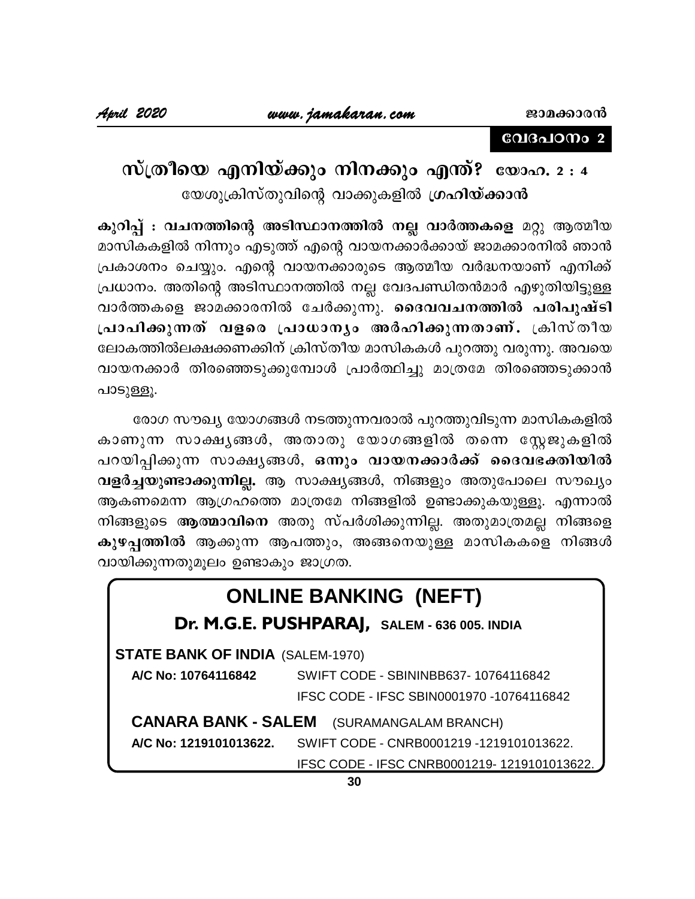വേദപഠനം 2

# സ്ത്രീയെ എനിയ്ക്കും നിനക്കും എന്ത്? യോഹ. 2 : 4

യേശുക്രിസ്തുവിന്റെ വാക്കുകളിൽ **ഗ്രഹിയ്ക്കാൻ**

**കുറിപ്പ് : വചനത്തിന്റെ അടിസ്ഥാനത്തിൽ നല്ല വാർത്തകളെ** മറ്റു ആത്മീയ മാസികകളിൽ നിന്നും എടുത്ത് എന്റെ വായനക്കാർക്കായ് ജാമക്കാരനിൽ ഞാൻ പ്രകാശനം ചെയ്യും. എന്റെ വായനക്കാരുടെ ആത്മീയ വർദ്ധനയാണ് എനിക്ക് പ്രധാനം. അതിന്റെ അടിസ്ഥാനത്തിൽ നല്ല വേദപണ്ഡിതൻമാർ എഴുതിയിട്ടുള്ള വാർത്തകളെ ജാമക്കാരനിൽ ചേർക്കുന്നു. **ദൈവവചനത്തിൽ പരിപുഷ്ടി പ്രാപിക്കുന്നത് വളരെ പ്രാധാന്യം അർഹിക്കുന്നതാണ്.** ക്രിസ്തീയ ലോകത്തിൽലക്ഷക്കണക്കിന് ക്രിസ്തീയ മാസികകൾ പുറത്തു വരുന്നു. അവയെ വായനക്കാർ തിരഞ്ഞെടുക്കുമ്പോൾ പ്രാർത്ഥിച്ചു മാത്രമേ തിരഞ്ഞെടുക്കാൻ പാടുള്ളൂ.

രോഗ സൗഖ്യ യോഗങ്ങൾ നടത്തുന്നവരാൽ പുറത്തുവിടുന്ന മാസികകളിൽ കാണുന്ന സാക്ഷ്യങ്ങൾ, അതാതു യോഗങ്ങളിൽ തന്നെ സ്റ്റേജുകളിൽ പറയിപ്പിക്കുന്ന സാക്ഷ്യങ്ങൾ, **ഒന്നും വായനക്കാർക്ക് ദൈവഭക്തിയിൽ വളർച്ചയുണ്ടാക്കുന്നില്ല.** ആ സാക്ഷ്യങ്ങൾ, നിങ്ങളും അതുപോലെ സൗഖ്യം ആകണമെന്ന ആഗ്രഹത്തെ മാത്രമേ നിങ്ങളിൽ ഉണ്ടാക്കുകയുള്ളൂ. എന്നാൽ നിങ്ങളുടെ **ആത്മാവിനെ** അതു സ്പർശിക്കുന്നില്ല. അതുമാത്രമല്ല നിങ്ങളെ **കുഴപ്പത്തിൽ** ആക്കുന്ന ആപത്തും, അങ്ങനെയുള്ള മാസികകളെ നിങ്ങൾ വായിക്കുന്നതുമൂലം ഉണ്ടാകും ജാഗ്രത.

## ONLINE BANKING (NEFT)

**Dr. M.G.E. PUSHPARAJ, SALEM - 636 005. INDIA**

**STATE BANK OF INDIA** (SALEM-1970)

| | |
|---|---|
| **A/C No: 10764116842** | SWIFT CODE - SBININBB637- 10764116842 |
| | IFSC CODE - IFSC SBIN0001970 -10764116842 |

**CANARA BANK - SALEM** (SURAMANGALAM BRANCH)

| | |
|---|---|
| **A/C No: 1219101013622.** | SWIFT CODE - CNRB0001219 -1219101013622. |
| | IFSC CODE - IFSC CNRB0001219- 1219101013622. |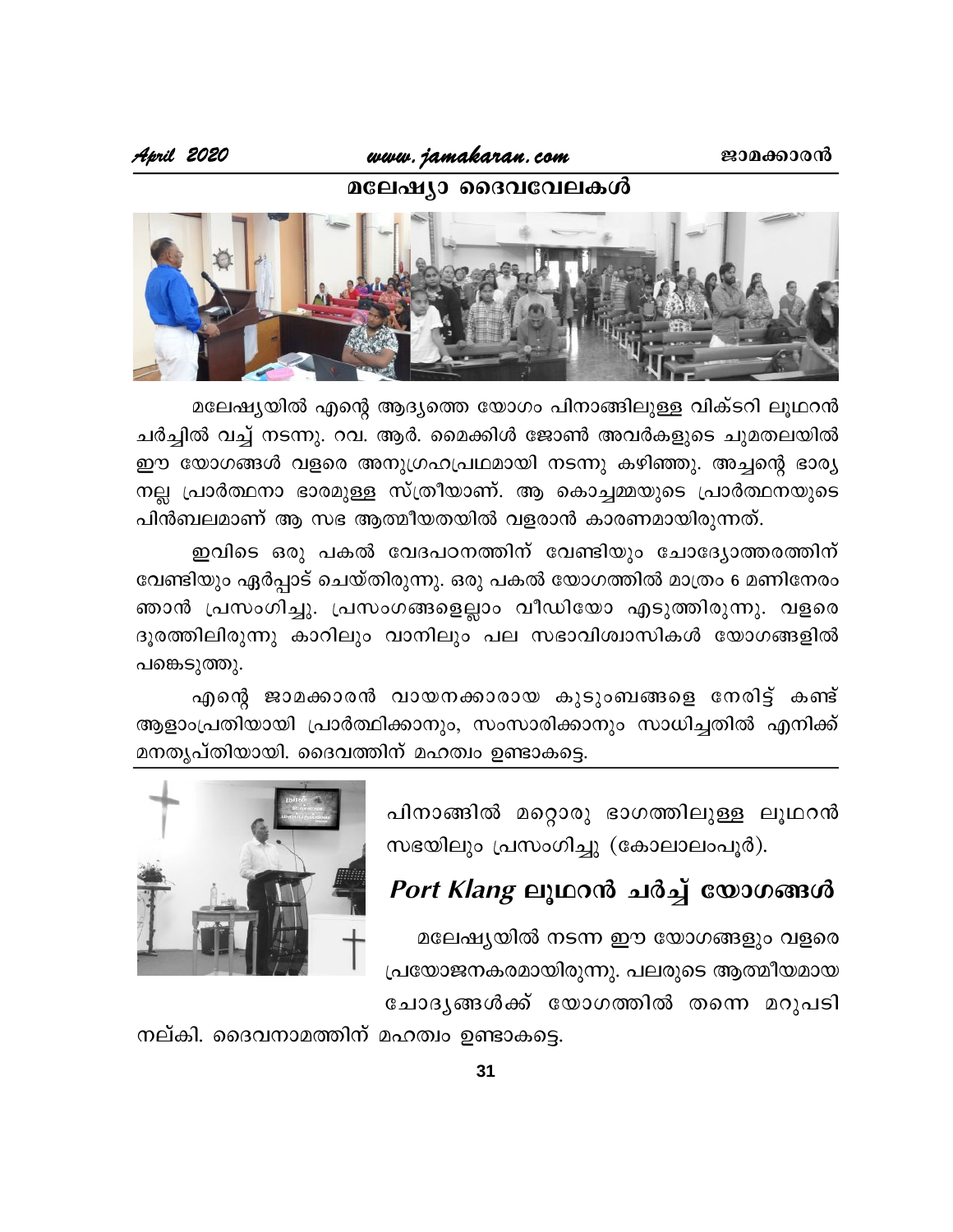## മലേഷ്യാ ദൈവവേലകൾ

മലേഷ്യയിൽ എന്റെ ആദ്യത്തെ യോഗം പിനാങ്ങിലുള്ള വിക്ടറി ലൂഥറൻ ചർച്ചിൽ വച്ച് നടന്നു. റവ. ആർ. മൈക്കിൾ ജോൺ അവർകളുടെ ചുമതലയിൽ ഈ യോഗങ്ങൾ വളരെ അനുഗ്രഹപ്രദമായി നടന്നു കഴിഞ്ഞു. അച്ചന്റെ ഭാര്യ നല്ല പ്രാർത്ഥനാ ഭാരമുള്ള സ്ത്രീയാണ്. ആ കൊച്ചമ്മയുടെ പ്രാർത്ഥനയുടെ പിൻബലമാണ് ആ സഭ ആത്മീയതയിൽ വളരാൻ കാരണമായിരുന്നത്.

ഇവിടെ ഒരു പകൽ വേദപഠനത്തിന് വേണ്ടിയും ചോദ്യോത്തരത്തിന് വേണ്ടിയും ഏർപ്പാട് ചെയ്തിരുന്നു. ഒരു പകൽ യോഗത്തിൽ മാത്രം 6 മണിനേരം ഞാൻ പ്രസംഗിച്ചു. പ്രസംഗങ്ങളെല്ലാം വീഡിയോ എടുത്തിരുന്നു. വളരെ ദൂരത്തിലിരുന്നു കാറിലും വാനിലും പല സഭാവിശ്വാസികൾ യോഗങ്ങളിൽ പങ്കെടുത്തു.

എന്റെ ജാമക്കാരൻ വായനക്കാരായ കുടുംബങ്ങളെ നേരിട്ട് കണ്ട് ആളാംപ്രതിയായി പ്രാർത്ഥിക്കാനും, സംസാരിക്കാനും സാധിച്ചതിൽ എനിക്ക് മനതൃപ്തിയായി. ദൈവത്തിന് മഹത്വം ഉണ്ടാകട്ടെ.

പിനാങ്ങിൽ മറ്റൊരു ഭാഗത്തിലുള്ള ലൂഥറൻ സഭയിലും പ്രസംഗിച്ചു (കോലാലംപൂർ).

## *Port Klang* ലൂഥറൻ ചർച്ച് യോഗങ്ങൾ

മലേഷ്യയിൽ നടന്ന ഈ യോഗങ്ങളും വളരെ പ്രയോജനകരമായിരുന്നു. പലരുടെ ആത്മീയമായ ചോദ്യങ്ങൾക്ക് യോഗത്തിൽ തന്നെ മറുപടി നല്കി. ദൈവനാമത്തിന് മഹത്വം ഉണ്ടാകട്ടെ.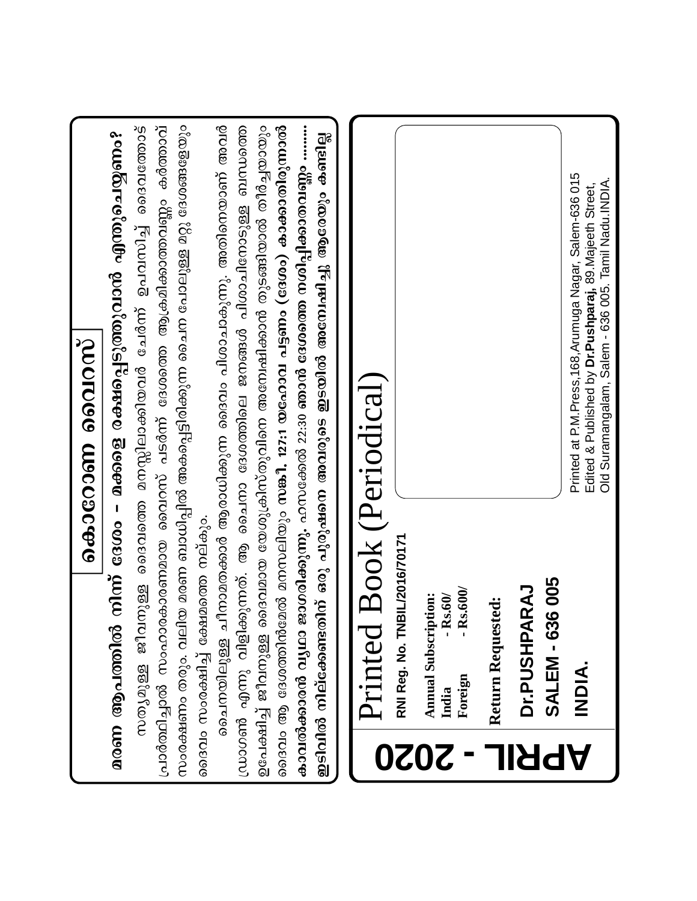# കൊറോണ വൈറസ്

**മരണ ആപത്തിൽ നിന്ന് ദേശം – മക്കളെ രക്ഷപ്പെടുത്തുവാൻ എന്തുചെയ്യണം?**

സത്യമുള്ള ജീവനുള്ള ദൈവത്തെ മനസ്സിലാക്കിയവർ ചേർന്ന് ഉപവസിച്ച് ദൈവത്തോട് പ്രാർത്ഥിച്ചാൽ സംഹാരകാരണമായ വൈറസ് പടർന്ന് ദേശത്തെ ആക്രമിക്കാതവണ്ണം കർത്താവ് സംരക്ഷണം തരും. വലിയ മരണ ബാധിപ്പിൽ അകപ്പെട്ടിരിക്കുന്ന ചൈന പോലുള്ള മറ്റു ദേശങ്ങളേയും ദൈവം സംരക്ഷിച്ച് ക്ഷേമത്തെ നല്കും.

ചൈനയിലുള്ള ചീനാമതക്കാർ ആരാധിക്കുന്ന ദൈവം പിശാചാകുന്നു. അതിനെയാണ് അവർ ഡ്രാഗൺ എന്നു വിളിക്കുന്നത്. ആ ചൈനാ ദേശത്തിലെ ജനങ്ങൾ പിശാചിനോടുള്ള ബന്ധത്തെ ഉപേക്ഷിച്ച് ജീവനുള്ള ദൈവമായ യേശുക്രിസ്തുവിനെ അന്വേഷിക്കാൻ തുടങ്ങിയാൽ തീർച്ചയായും ദൈവം ആ ദേശത്തിന്മേൽ മനസലിയും **സങ്കി. 127:1 യഹോവ പട്ടണം (ദേശം) കാക്കാതിരുന്നാൽ കാവൽക്കാരൻ വൃഥാ ജാഗരിക്കുന്നു.** യെസക്കേൽ 22:30 **ഞാൻ ദേശത്തെ നശിപ്പിക്കാതവണ്ണം ........ ഇടിവിൽ നില്ക്കേണ്ടതിന് ഒരു പുരുഷനെ അവരുടെ ഇടയിൽ അന്വേഷിച്ചു ആരേയും കണ്ടില്ല**

**APRIL - 2020**

# Printed Book (Periodical)

**RNI Reg. No. TNBIL/2016/70171**

**Annual Subscription:**
**India - Rs.60/**
**Foreign - Rs.600/**

**Return Requested:**

**Dr.PUSHPARAJ**
**SALEM - 636 005**
**INDIA.**

Printed at P.M.Press,168,Arumuga Nagar, Salem-636 015
Edited & Published by **Dr.Pushparaj,** 89.Majeeth Street,
Old Suramangalam, Salem - 636 005. Tamil Nadu.INDIA.